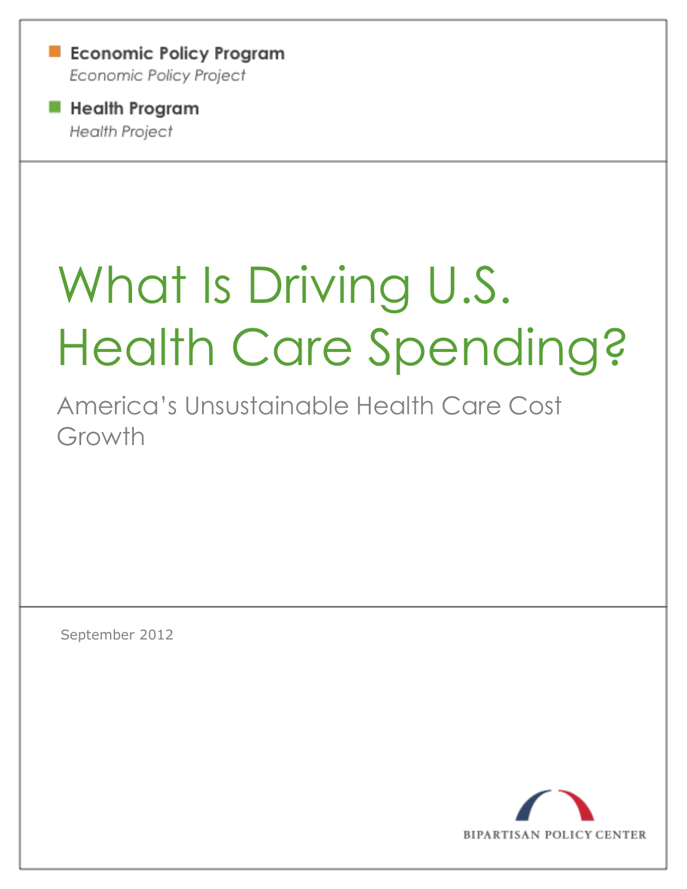**Economic Policy Program**

*Economic Policy Project*

**Health Program**

*Health Project*

# What Is Driving U.S. Health Care Spending?

## America's Unsustainable Health Care Cost Growth

September 2012

BIPARTISAN POLICY CENTER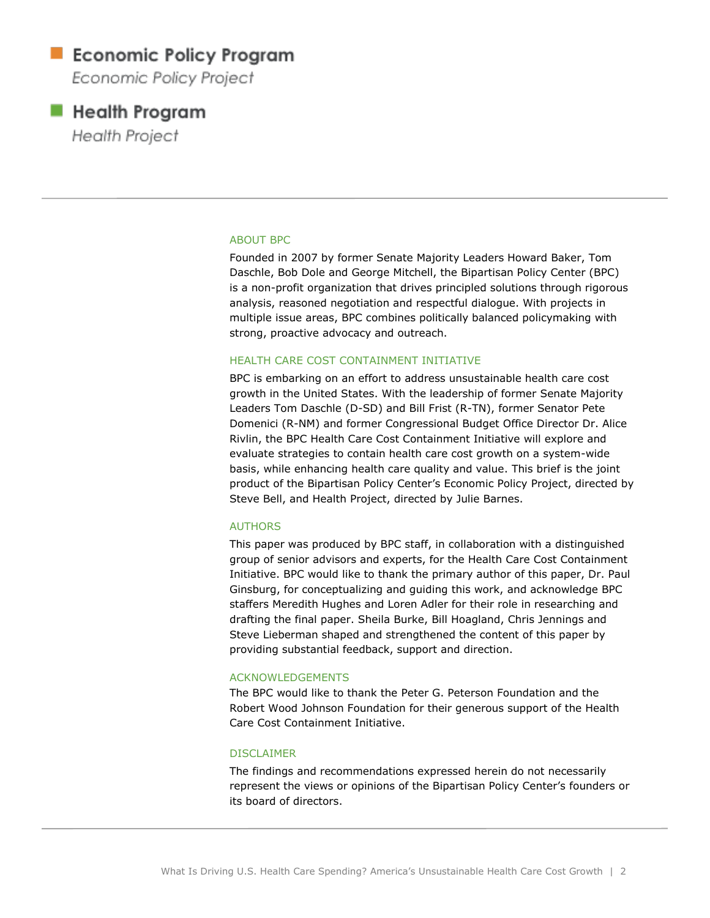**Economic Policy Program**

*Economic Policy Project*

**Health Program**

*Health Project*

## ABOUT BPC

Founded in 2007 by former Senate Majority Leaders Howard Baker, Tom Daschle, Bob Dole and George Mitchell, the Bipartisan Policy Center (BPC) is a non-profit organization that drives principled solutions through rigorous analysis, reasoned negotiation and respectful dialogue. With projects in multiple issue areas, BPC combines politically balanced policymaking with strong, proactive advocacy and outreach.

## HEALTH CARE COST CONTAINMENT INITIATIVE

BPC is embarking on an effort to address unsustainable health care cost growth in the United States. With the leadership of former Senate Majority Leaders Tom Daschle (D-SD) and Bill Frist (R-TN), former Senator Pete Domenici (R-NM) and former Congressional Budget Office Director Dr. Alice Rivlin, the BPC Health Care Cost Containment Initiative will explore and evaluate strategies to contain health care cost growth on a system-wide basis, while enhancing health care quality and value. This brief is the joint product of the Bipartisan Policy Center's Economic Policy Project, directed by Steve Bell, and Health Project, directed by Julie Barnes.

## AUTHORS

This paper was produced by BPC staff, in collaboration with a distinguished group of senior advisors and experts, for the Health Care Cost Containment Initiative. BPC would like to thank the primary author of this paper, Dr. Paul Ginsburg, for conceptualizing and guiding this work, and acknowledge BPC staffers Meredith Hughes and Loren Adler for their role in researching and drafting the final paper. Sheila Burke, Bill Hoagland, Chris Jennings and Steve Lieberman shaped and strengthened the content of this paper by providing substantial feedback, support and direction.

## ACKNOWLEDGEMENTS

The BPC would like to thank the Peter G. Peterson Foundation and the Robert Wood Johnson Foundation for their generous support of the Health Care Cost Containment Initiative.

## DISCLAIMER

The findings and recommendations expressed herein do not necessarily represent the views or opinions of the Bipartisan Policy Center's founders or its board of directors.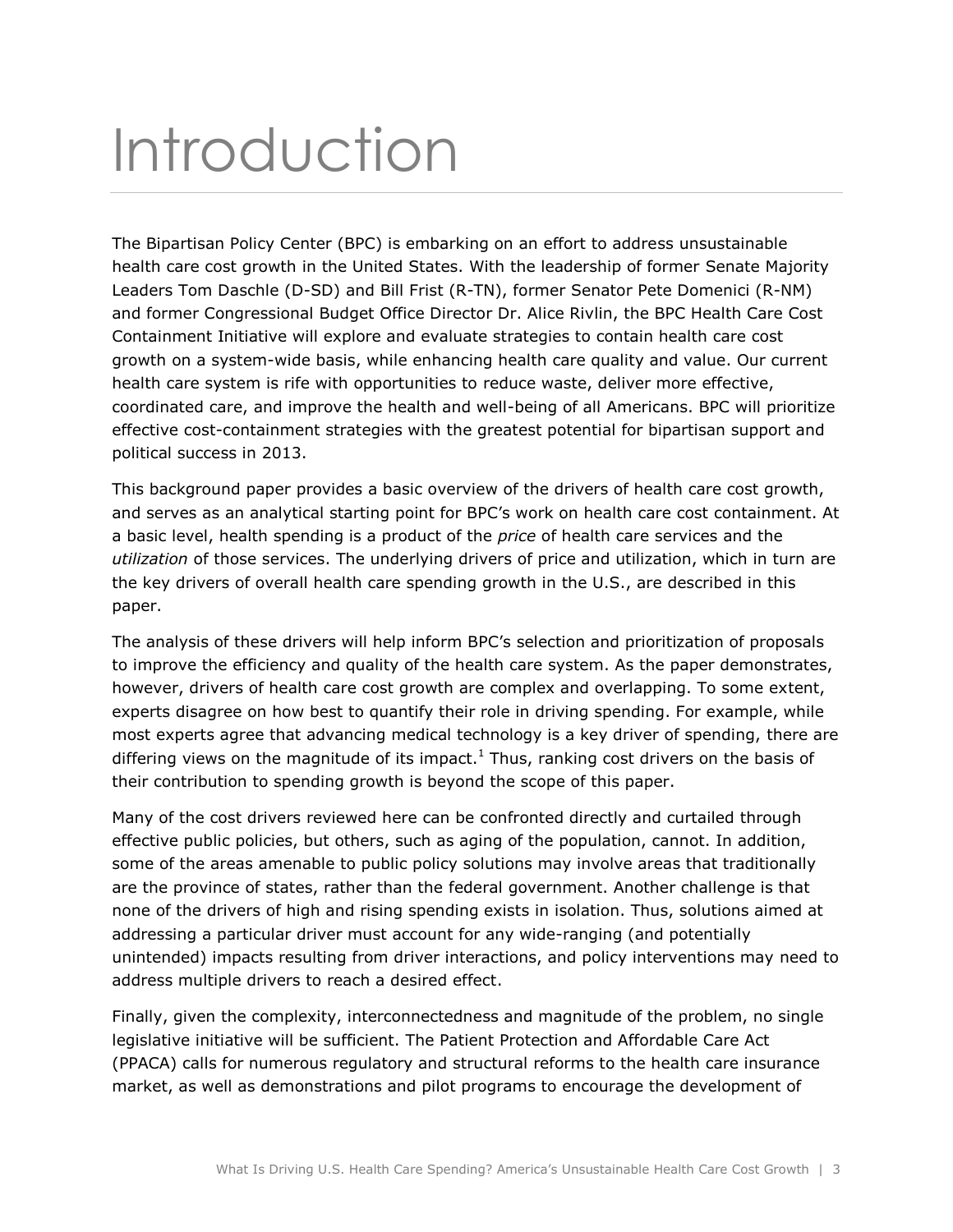# Introduction

The Bipartisan Policy Center (BPC) is embarking on an effort to address unsustainable health care cost growth in the United States. With the leadership of former Senate Majority Leaders Tom Daschle (D-SD) and Bill Frist (R-TN), former Senator Pete Domenici (R-NM) and former Congressional Budget Office Director Dr. Alice Rivlin, the BPC Health Care Cost Containment Initiative will explore and evaluate strategies to contain health care cost growth on a system-wide basis, while enhancing health care quality and value. Our current health care system is rife with opportunities to reduce waste, deliver more effective, coordinated care, and improve the health and well-being of all Americans. BPC will prioritize effective cost-containment strategies with the greatest potential for bipartisan support and political success in 2013.

This background paper provides a basic overview of the drivers of health care cost growth, and serves as an analytical starting point for BPC's work on health care cost containment. At a basic level, health spending is a product of the *price* of health care services and the *utilization* of those services. The underlying drivers of price and utilization, which in turn are the key drivers of overall health care spending growth in the U.S., are described in this paper.

The analysis of these drivers will help inform BPC's selection and prioritization of proposals to improve the efficiency and quality of the health care system. As the paper demonstrates, however, drivers of health care cost growth are complex and overlapping. To some extent, experts disagree on how best to quantify their role in driving spending. For example, while most experts agree that advancing medical technology is a key driver of spending, there are differing views on the magnitude of its impact.[1] Thus, ranking cost drivers on the basis of their contribution to spending growth is beyond the scope of this paper.

Many of the cost drivers reviewed here can be confronted directly and curtailed through effective public policies, but others, such as aging of the population, cannot. In addition, some of the areas amenable to public policy solutions may involve areas that traditionally are the province of states, rather than the federal government. Another challenge is that none of the drivers of high and rising spending exists in isolation. Thus, solutions aimed at addressing a particular driver must account for any wide-ranging (and potentially unintended) impacts resulting from driver interactions, and policy interventions may need to address multiple drivers to reach a desired effect.

Finally, given the complexity, interconnectedness and magnitude of the problem, no single legislative initiative will be sufficient. The Patient Protection and Affordable Care Act (PPACA) calls for numerous regulatory and structural reforms to the health care insurance market, as well as demonstrations and pilot programs to encourage the development of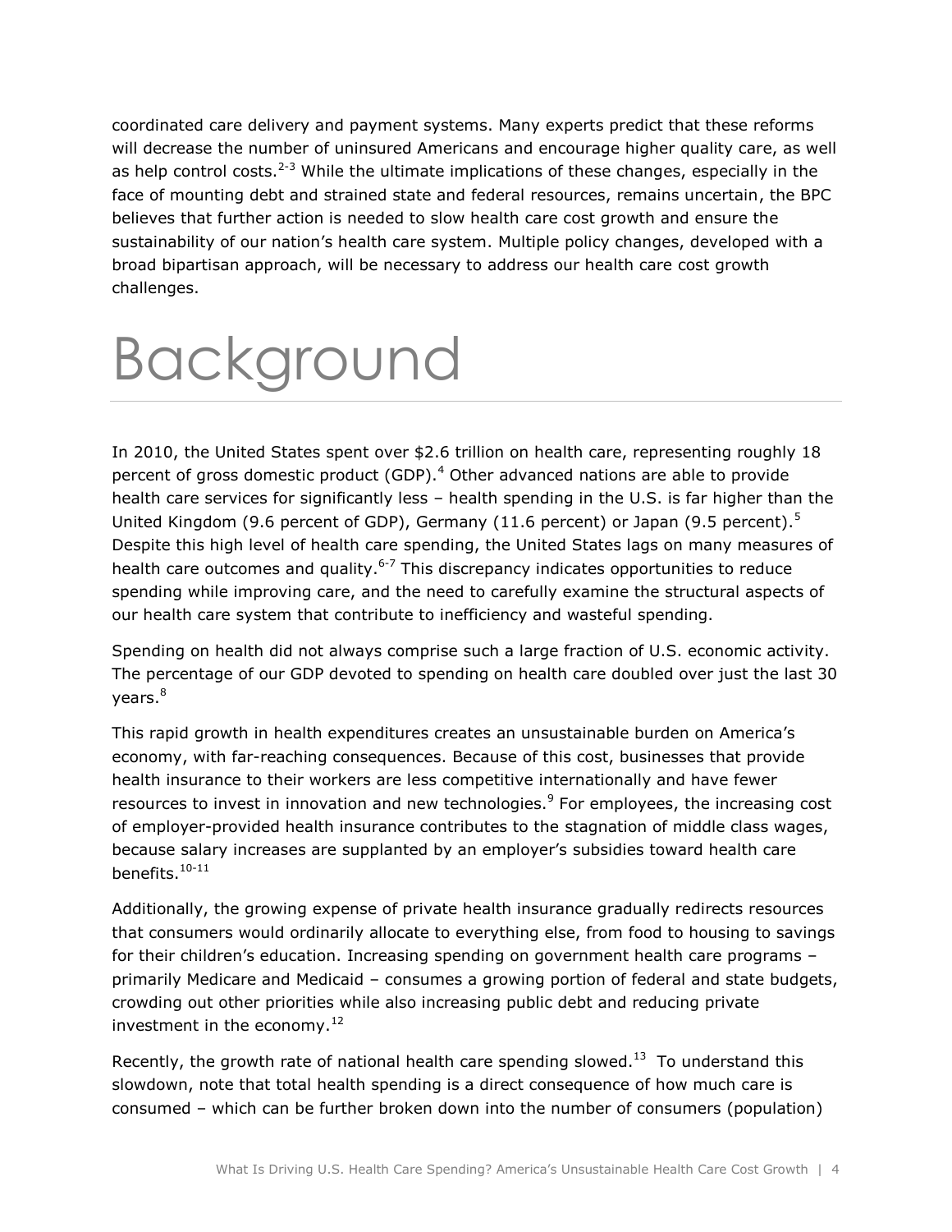coordinated care delivery and payment systems. Many experts predict that these reforms will decrease the number of uninsured Americans and encourage higher quality care, as well as help control costs.[2-3] While the ultimate implications of these changes, especially in the face of mounting debt and strained state and federal resources, remains uncertain, the BPC believes that further action is needed to slow health care cost growth and ensure the sustainability of our nation's health care system. Multiple policy changes, developed with a broad bipartisan approach, will be necessary to address our health care cost growth challenges.

# Background

In 2010, the United States spent over $2.6 trillion on health care, representing roughly 18 percent of gross domestic product (GDP).[4] Other advanced nations are able to provide health care services for significantly less – health spending in the U.S. is far higher than the United Kingdom (9.6 percent of GDP), Germany (11.6 percent) or Japan (9.5 percent).[5] Despite this high level of health care spending, the United States lags on many measures of health care outcomes and quality.[6-7] This discrepancy indicates opportunities to reduce spending while improving care, and the need to carefully examine the structural aspects of our health care system that contribute to inefficiency and wasteful spending.

Spending on health did not always comprise such a large fraction of U.S. economic activity. The percentage of our GDP devoted to spending on health care doubled over just the last 30 years.[8]

This rapid growth in health expenditures creates an unsustainable burden on America's economy, with far-reaching consequences. Because of this cost, businesses that provide health insurance to their workers are less competitive internationally and have fewer resources to invest in innovation and new technologies.[9] For employees, the increasing cost of employer-provided health insurance contributes to the stagnation of middle class wages, because salary increases are supplanted by an employer's subsidies toward health care benefits.[10-11]

Additionally, the growing expense of private health insurance gradually redirects resources that consumers would ordinarily allocate to everything else, from food to housing to savings for their children's education. Increasing spending on government health care programs – primarily Medicare and Medicaid – consumes a growing portion of federal and state budgets, crowding out other priorities while also increasing public debt and reducing private investment in the economy.[12]

Recently, the growth rate of national health care spending slowed.[13] To understand this slowdown, note that total health spending is a direct consequence of how much care is consumed – which can be further broken down into the number of consumers (population)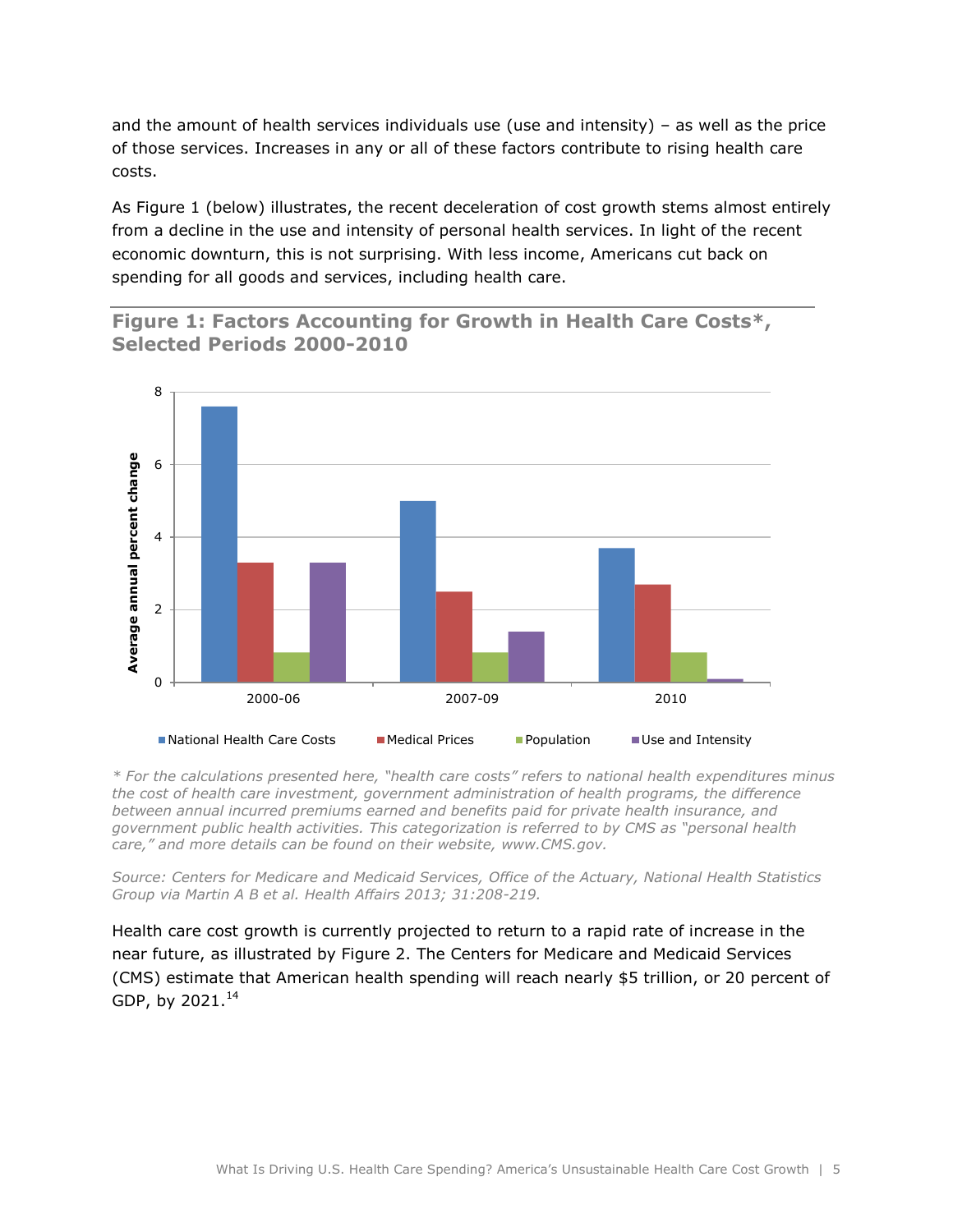and the amount of health services individuals use (use and intensity) – as well as the price of those services. Increases in any or all of these factors contribute to rising health care costs.

As Figure 1 (below) illustrates, the recent deceleration of cost growth stems almost entirely from a decline in the use and intensity of personal health services. In light of the recent economic downturn, this is not surprising. With less income, Americans cut back on spending for all goods and services, including health care.

## Figure 1: Factors Accounting for Growth in Health Care Costs*, Selected Periods 2000-2010

*\* For the calculations presented here, "health care costs" refers to national health expenditures minus the cost of health care investment, government administration of health programs, the difference between annual incurred premiums earned and benefits paid for private health insurance, and government public health activities. This categorization is referred to by CMS as "personal health care," and more details can be found on their website, www.CMS.gov.*

*Source: Centers for Medicare and Medicaid Services, Office of the Actuary, National Health Statistics Group via Martin A B et al. Health Affairs 2013; 31:208-219.*

Health care cost growth is currently projected to return to a rapid rate of increase in the near future, as illustrated by Figure 2. The Centers for Medicare and Medicaid Services (CMS) estimate that American health spending will reach nearly $5 trillion, or 20 percent of GDP, by 2021.[14]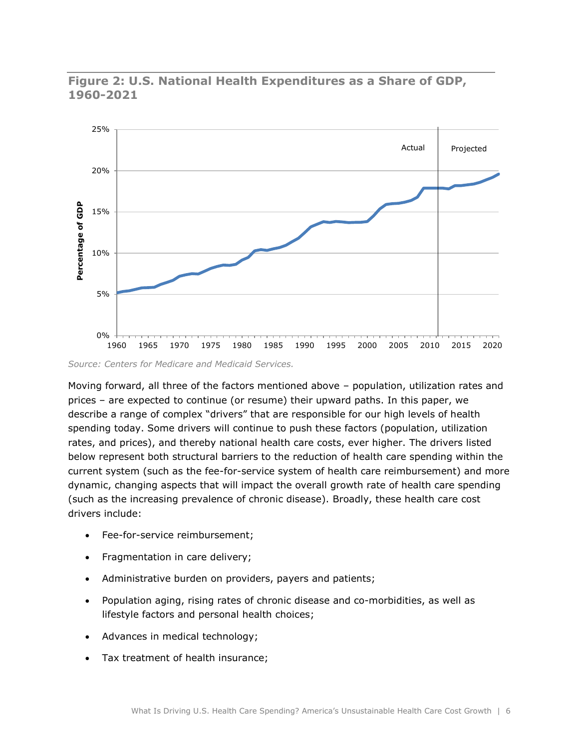**Figure 2: U.S. National Health Expenditures as a Share of GDP, 1960-2021**

*Source: Centers for Medicare and Medicaid Services.*

Moving forward, all three of the factors mentioned above – population, utilization rates and prices – are expected to continue (or resume) their upward paths. In this paper, we describe a range of complex "drivers" that are responsible for our high levels of health spending today. Some drivers will continue to push these factors (population, utilization rates, and prices), and thereby national health care costs, ever higher. The drivers listed below represent both structural barriers to the reduction of health care spending within the current system (such as the fee-for-service system of health care reimbursement) and more dynamic, changing aspects that will impact the overall growth rate of health care spending (such as the increasing prevalence of chronic disease). Broadly, these health care cost drivers include:

- Fee-for-service reimbursement;
- Fragmentation in care delivery;
- Administrative burden on providers, payers and patients;
- Population aging, rising rates of chronic disease and co-morbidities, as well as lifestyle factors and personal health choices;
- Advances in medical technology;
- Tax treatment of health insurance;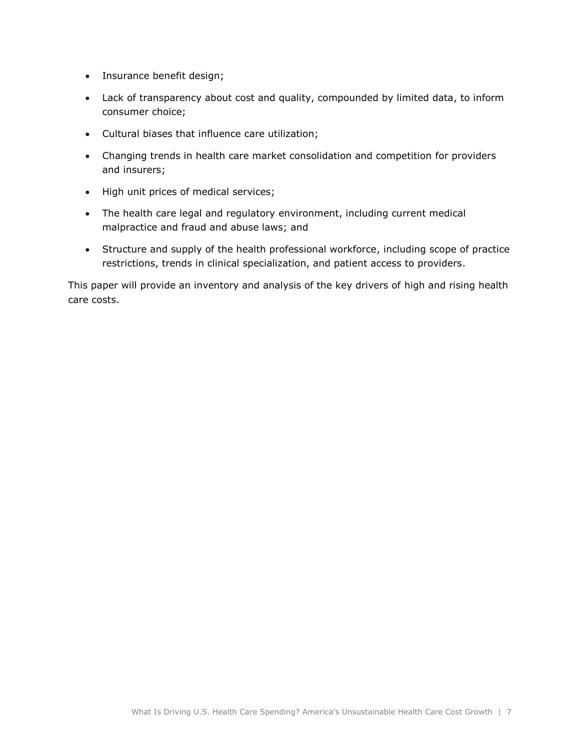- Insurance benefit design;
- Lack of transparency about cost and quality, compounded by limited data, to inform consumer choice;
- Cultural biases that influence care utilization;
- Changing trends in health care market consolidation and competition for providers and insurers;
- High unit prices of medical services;
- The health care legal and regulatory environment, including current medical malpractice and fraud and abuse laws; and
- Structure and supply of the health professional workforce, including scope of practice restrictions, trends in clinical specialization, and patient access to providers.

This paper will provide an inventory and analysis of the key drivers of high and rising health care costs.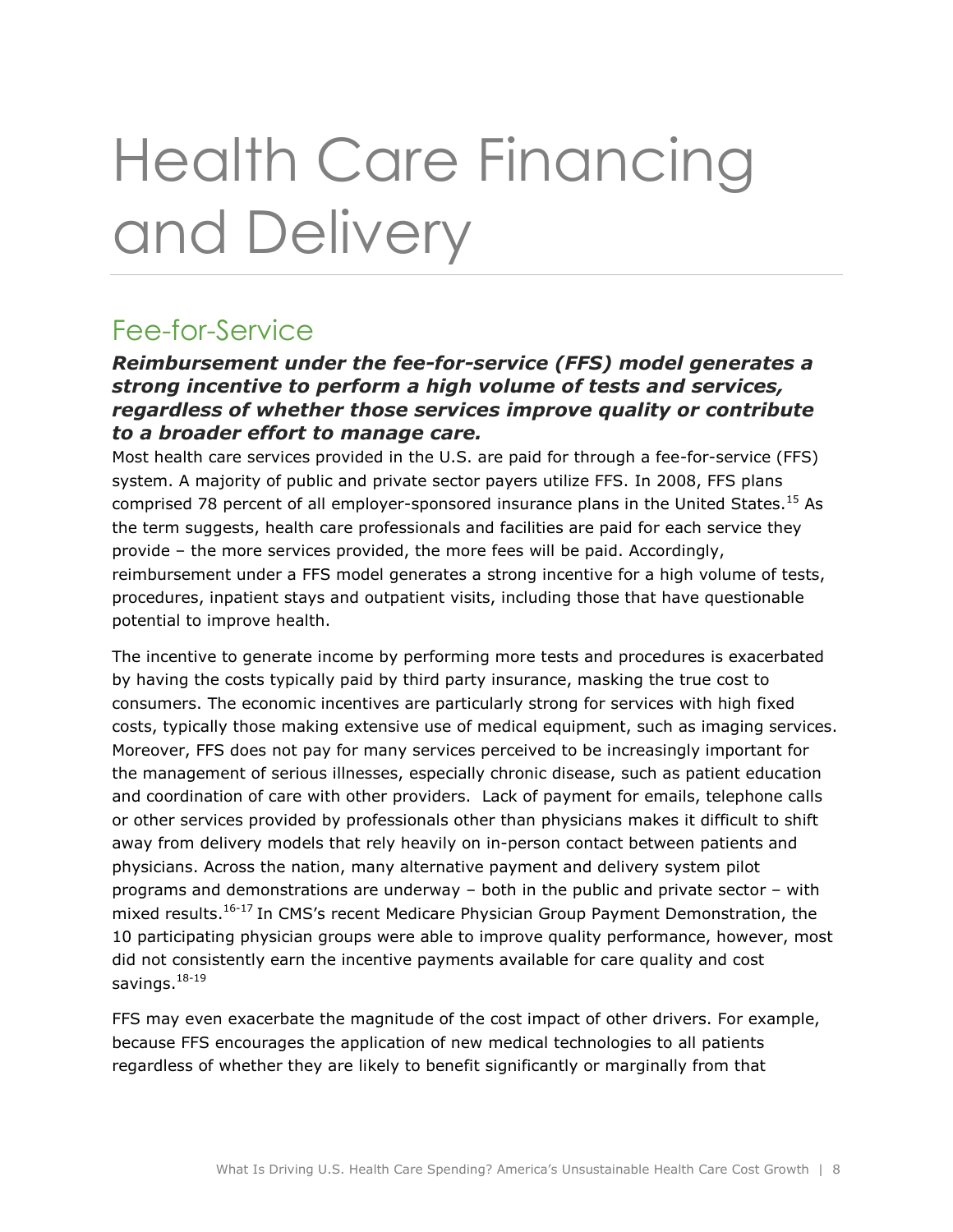# Health Care Financing and Delivery

## Fee-for-Service

***Reimbursement under the fee-for-service (FFS) model generates a strong incentive to perform a high volume of tests and services, regardless of whether those services improve quality or contribute to a broader effort to manage care.***

Most health care services provided in the U.S. are paid for through a fee-for-service (FFS) system. A majority of public and private sector payers utilize FFS. In 2008, FFS plans comprised 78 percent of all employer-sponsored insurance plans in the United States.[15] As the term suggests, health care professionals and facilities are paid for each service they provide – the more services provided, the more fees will be paid. Accordingly, reimbursement under a FFS model generates a strong incentive for a high volume of tests, procedures, inpatient stays and outpatient visits, including those that have questionable potential to improve health.

The incentive to generate income by performing more tests and procedures is exacerbated by having the costs typically paid by third party insurance, masking the true cost to consumers. The economic incentives are particularly strong for services with high fixed costs, typically those making extensive use of medical equipment, such as imaging services. Moreover, FFS does not pay for many services perceived to be increasingly important for the management of serious illnesses, especially chronic disease, such as patient education and coordination of care with other providers. Lack of payment for emails, telephone calls or other services provided by professionals other than physicians makes it difficult to shift away from delivery models that rely heavily on in-person contact between patients and physicians. Across the nation, many alternative payment and delivery system pilot programs and demonstrations are underway – both in the public and private sector – with mixed results.[16-17] In CMS's recent Medicare Physician Group Payment Demonstration, the 10 participating physician groups were able to improve quality performance, however, most did not consistently earn the incentive payments available for care quality and cost savings.[18-19]

FFS may even exacerbate the magnitude of the cost impact of other drivers. For example, because FFS encourages the application of new medical technologies to all patients regardless of whether they are likely to benefit significantly or marginally from that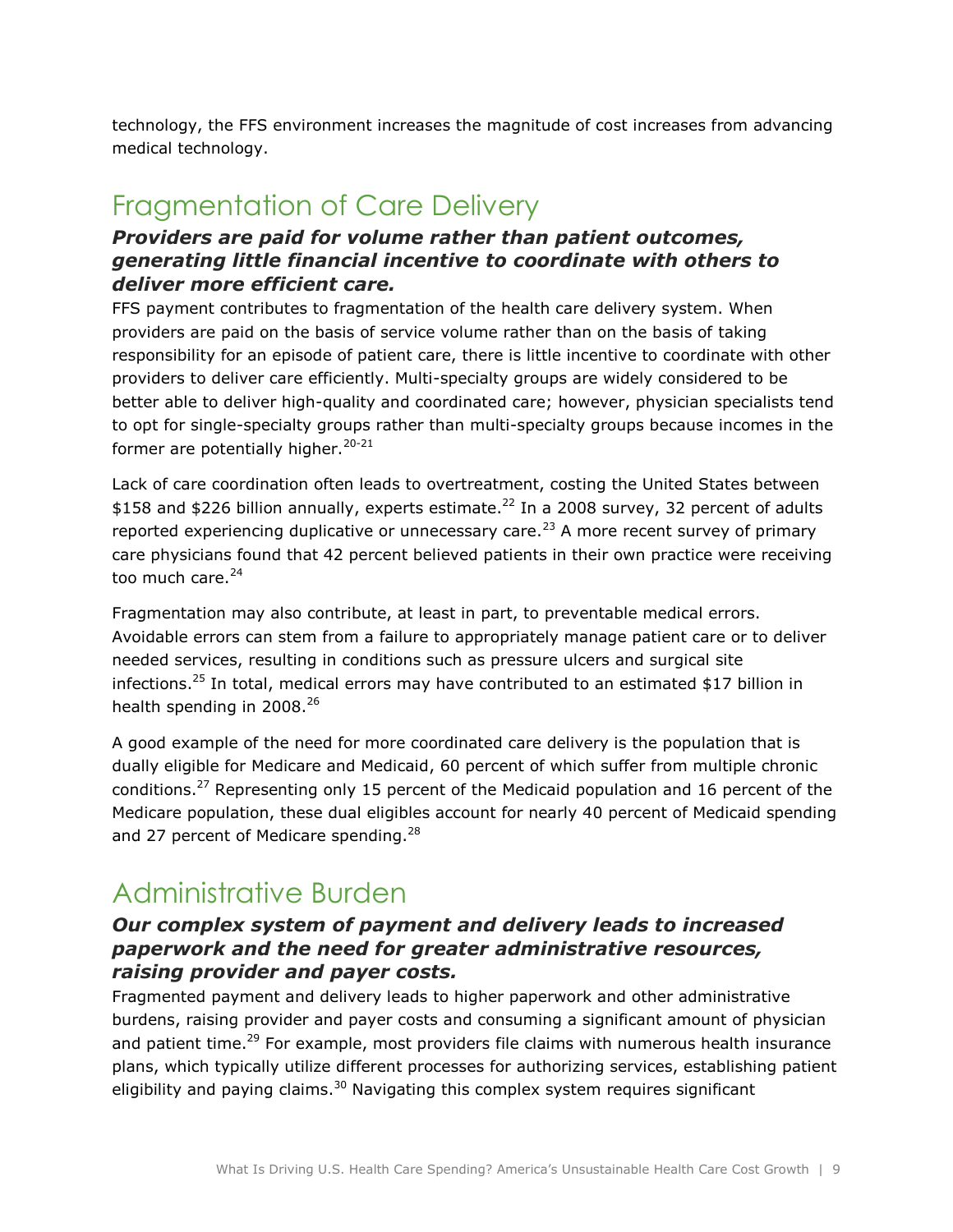technology, the FFS environment increases the magnitude of cost increases from advancing medical technology.

## Fragmentation of Care Delivery

### *Providers are paid for volume rather than patient outcomes, generating little financial incentive to coordinate with others to deliver more efficient care.*

FFS payment contributes to fragmentation of the health care delivery system. When providers are paid on the basis of service volume rather than on the basis of taking responsibility for an episode of patient care, there is little incentive to coordinate with other providers to deliver care efficiently. Multi-specialty groups are widely considered to be better able to deliver high-quality and coordinated care; however, physician specialists tend to opt for single-specialty groups rather than multi-specialty groups because incomes in the former are potentially higher.[20-21]

Lack of care coordination often leads to overtreatment, costing the United States between $158 and $226 billion annually, experts estimate.[22] In a 2008 survey, 32 percent of adults reported experiencing duplicative or unnecessary care.[23] A more recent survey of primary care physicians found that 42 percent believed patients in their own practice were receiving too much care.[24]

Fragmentation may also contribute, at least in part, to preventable medical errors. Avoidable errors can stem from a failure to appropriately manage patient care or to deliver needed services, resulting in conditions such as pressure ulcers and surgical site infections.[25] In total, medical errors may have contributed to an estimated $17 billion in health spending in 2008.[26]

A good example of the need for more coordinated care delivery is the population that is dually eligible for Medicare and Medicaid, 60 percent of which suffer from multiple chronic conditions.[27] Representing only 15 percent of the Medicaid population and 16 percent of the Medicare population, these dual eligibles account for nearly 40 percent of Medicaid spending and 27 percent of Medicare spending.[28]

## Administrative Burden

### *Our complex system of payment and delivery leads to increased paperwork and the need for greater administrative resources, raising provider and payer costs.*

Fragmented payment and delivery leads to higher paperwork and other administrative burdens, raising provider and payer costs and consuming a significant amount of physician and patient time.[29] For example, most providers file claims with numerous health insurance plans, which typically utilize different processes for authorizing services, establishing patient eligibility and paying claims.[30] Navigating this complex system requires significant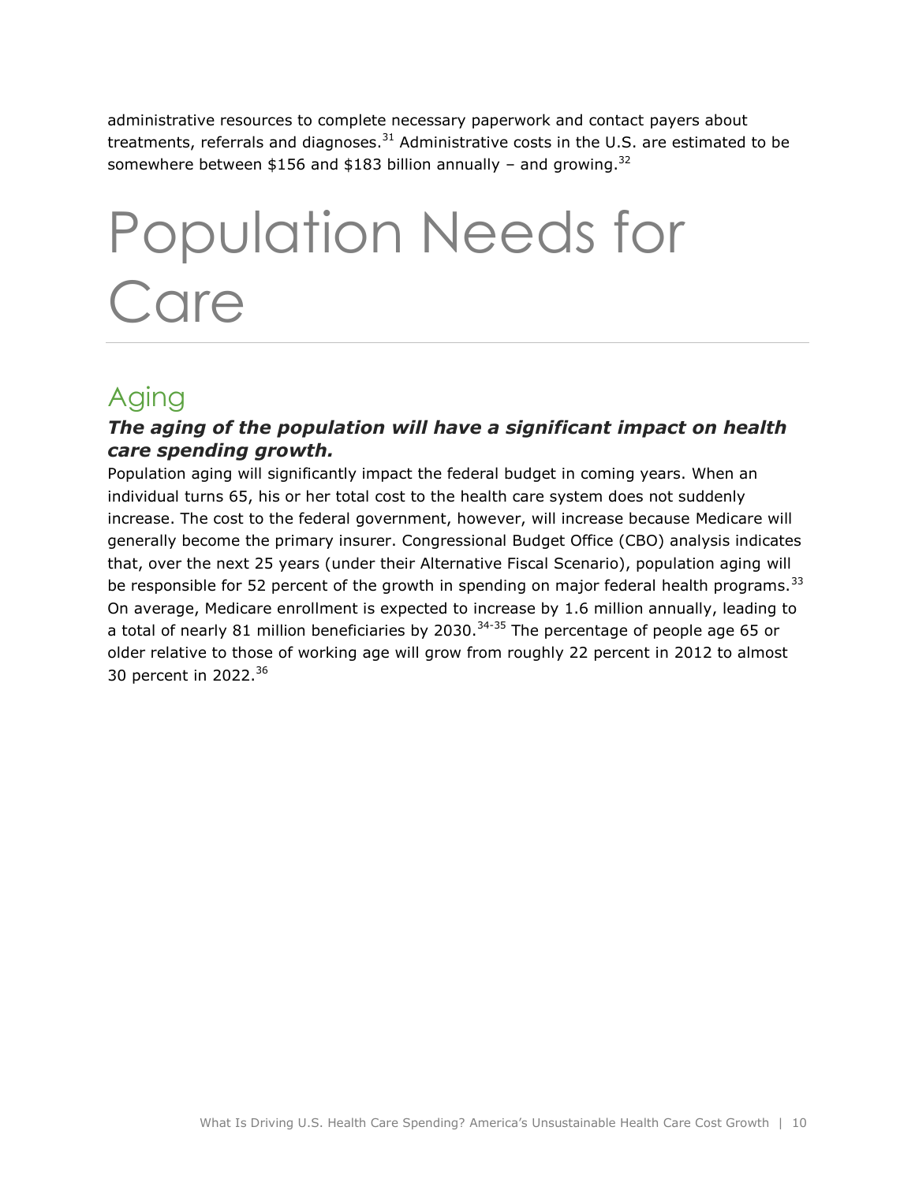administrative resources to complete necessary paperwork and contact payers about treatments, referrals and diagnoses.[31] Administrative costs in the U.S. are estimated to be somewhere between $156 and $183 billion annually – and growing.[32]

# Population Needs for Care

## Aging

### *The aging of the population will have a significant impact on health care spending growth.*

Population aging will significantly impact the federal budget in coming years. When an individual turns 65, his or her total cost to the health care system does not suddenly increase. The cost to the federal government, however, will increase because Medicare will generally become the primary insurer. Congressional Budget Office (CBO) analysis indicates that, over the next 25 years (under their Alternative Fiscal Scenario), population aging will be responsible for 52 percent of the growth in spending on major federal health programs.[33] On average, Medicare enrollment is expected to increase by 1.6 million annually, leading to a total of nearly 81 million beneficiaries by 2030.[34-35] The percentage of people age 65 or older relative to those of working age will grow from roughly 22 percent in 2012 to almost 30 percent in 2022.[36]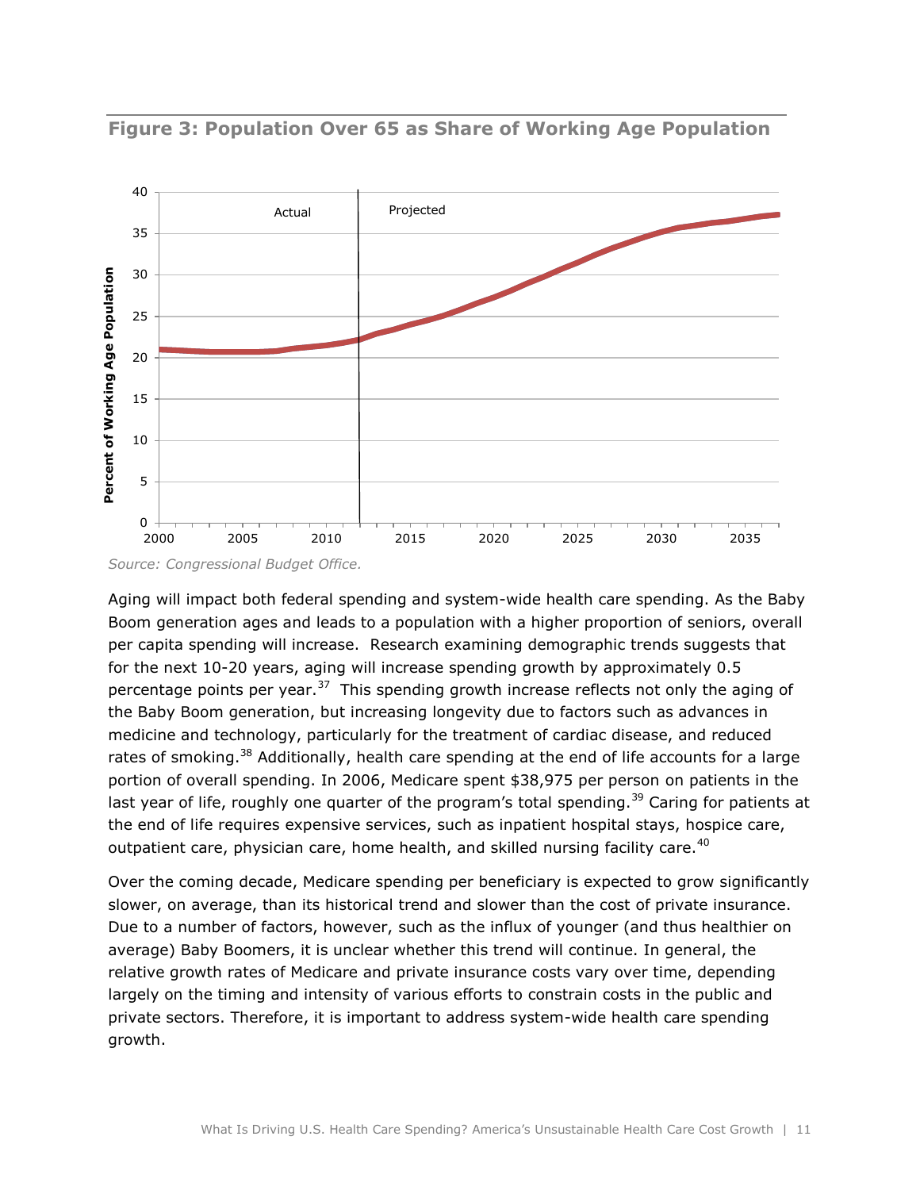## Figure 3: Population Over 65 as Share of Working Age Population

*Source: Congressional Budget Office.*

Aging will impact both federal spending and system-wide health care spending. As the Baby Boom generation ages and leads to a population with a higher proportion of seniors, overall per capita spending will increase. Research examining demographic trends suggests that for the next 10-20 years, aging will increase spending growth by approximately 0.5 percentage points per year.[37] This spending growth increase reflects not only the aging of the Baby Boom generation, but increasing longevity due to factors such as advances in medicine and technology, particularly for the treatment of cardiac disease, and reduced rates of smoking.[38] Additionally, health care spending at the end of life accounts for a large portion of overall spending. In 2006, Medicare spent $38,975 per person on patients in the last year of life, roughly one quarter of the program's total spending.[39] Caring for patients at the end of life requires expensive services, such as inpatient hospital stays, hospice care, outpatient care, physician care, home health, and skilled nursing facility care.[40]

Over the coming decade, Medicare spending per beneficiary is expected to grow significantly slower, on average, than its historical trend and slower than the cost of private insurance. Due to a number of factors, however, such as the influx of younger (and thus healthier on average) Baby Boomers, it is unclear whether this trend will continue. In general, the relative growth rates of Medicare and private insurance costs vary over time, depending largely on the timing and intensity of various efforts to constrain costs in the public and private sectors. Therefore, it is important to address system-wide health care spending growth.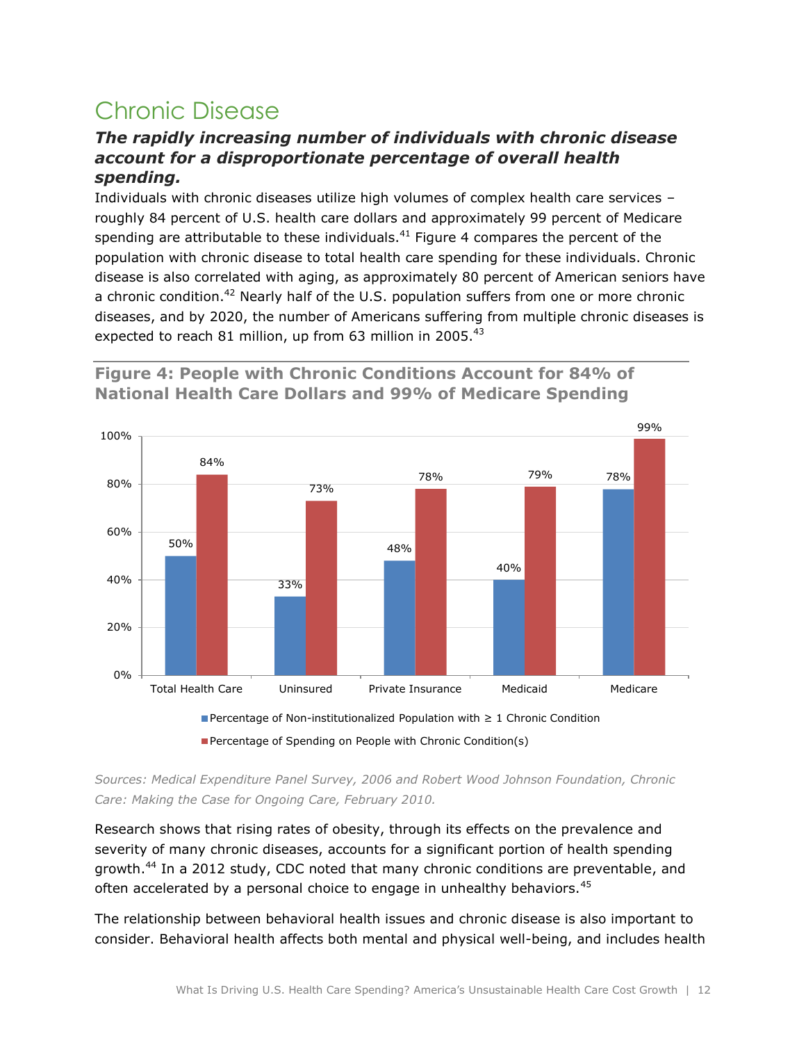## Chronic Disease

### *The rapidly increasing number of individuals with chronic disease account for a disproportionate percentage of overall health spending.*

Individuals with chronic diseases utilize high volumes of complex health care services – roughly 84 percent of U.S. health care dollars and approximately 99 percent of Medicare spending are attributable to these individuals.[41] Figure 4 compares the percent of the population with chronic disease to total health care spending for these individuals. Chronic disease is also correlated with aging, as approximately 80 percent of American seniors have a chronic condition.[42] Nearly half of the U.S. population suffers from one or more chronic diseases, and by 2020, the number of Americans suffering from multiple chronic diseases is expected to reach 81 million, up from 63 million in 2005.[43]

**Figure 4: People with Chronic Conditions Account for 84% of National Health Care Dollars and 99% of Medicare Spending**

| | Percentage of Non-institutionalized Population with ≥ 1 Chronic Condition | Percentage of Spending on People with Chronic Condition(s) |
|---|---|---|
| Total Health Care | 50% | 84% |
| Uninsured | 33% | 73% |
| Private Insurance | 48% | 78% |
| Medicaid | 40% | 79% |
| Medicare | 78% | 99% |

*Sources: Medical Expenditure Panel Survey, 2006 and Robert Wood Johnson Foundation, Chronic Care: Making the Case for Ongoing Care, February 2010.*

Research shows that rising rates of obesity, through its effects on the prevalence and severity of many chronic diseases, accounts for a significant portion of health spending growth.[44] In a 2012 study, CDC noted that many chronic conditions are preventable, and often accelerated by a personal choice to engage in unhealthy behaviors.[45]

The relationship between behavioral health issues and chronic disease is also important to consider. Behavioral health affects both mental and physical well-being, and includes health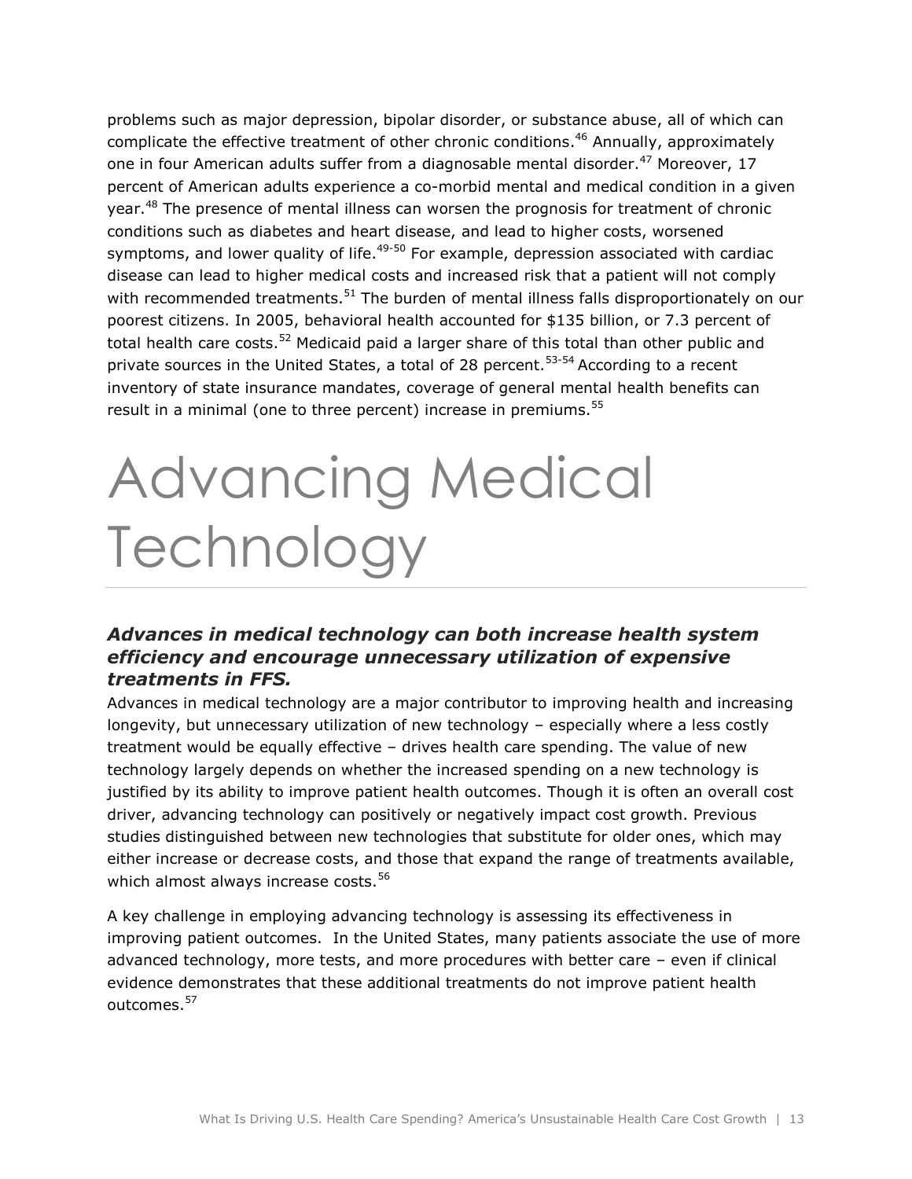problems such as major depression, bipolar disorder, or substance abuse, all of which can complicate the effective treatment of other chronic conditions.[46] Annually, approximately one in four American adults suffer from a diagnosable mental disorder.[47] Moreover, 17 percent of American adults experience a co-morbid mental and medical condition in a given year.[48] The presence of mental illness can worsen the prognosis for treatment of chronic conditions such as diabetes and heart disease, and lead to higher costs, worsened symptoms, and lower quality of life.[49-50] For example, depression associated with cardiac disease can lead to higher medical costs and increased risk that a patient will not comply with recommended treatments.[51] The burden of mental illness falls disproportionately on our poorest citizens. In 2005, behavioral health accounted for $135 billion, or 7.3 percent of total health care costs.[52] Medicaid paid a larger share of this total than other public and private sources in the United States, a total of 28 percent.[53-54] According to a recent inventory of state insurance mandates, coverage of general mental health benefits can result in a minimal (one to three percent) increase in premiums.[55]

# Advancing Medical Technology

### *Advances in medical technology can both increase health system efficiency and encourage unnecessary utilization of expensive treatments in FFS.*

Advances in medical technology are a major contributor to improving health and increasing longevity, but unnecessary utilization of new technology – especially where a less costly treatment would be equally effective – drives health care spending. The value of new technology largely depends on whether the increased spending on a new technology is justified by its ability to improve patient health outcomes. Though it is often an overall cost driver, advancing technology can positively or negatively impact cost growth. Previous studies distinguished between new technologies that substitute for older ones, which may either increase or decrease costs, and those that expand the range of treatments available, which almost always increase costs.[56]

A key challenge in employing advancing technology is assessing its effectiveness in improving patient outcomes. In the United States, many patients associate the use of more advanced technology, more tests, and more procedures with better care – even if clinical evidence demonstrates that these additional treatments do not improve patient health outcomes.[57]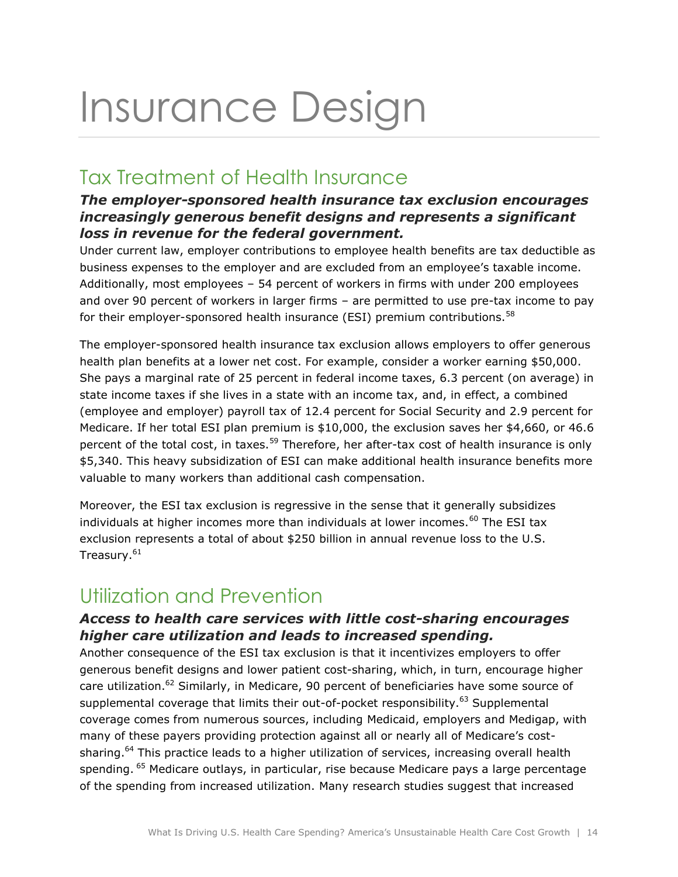# Insurance Design

## Tax Treatment of Health Insurance

### *The employer-sponsored health insurance tax exclusion encourages increasingly generous benefit designs and represents a significant loss in revenue for the federal government.*

Under current law, employer contributions to employee health benefits are tax deductible as business expenses to the employer and are excluded from an employee's taxable income. Additionally, most employees – 54 percent of workers in firms with under 200 employees and over 90 percent of workers in larger firms – are permitted to use pre-tax income to pay for their employer-sponsored health insurance (ESI) premium contributions.[58]

The employer-sponsored health insurance tax exclusion allows employers to offer generous health plan benefits at a lower net cost. For example, consider a worker earning $50,000. She pays a marginal rate of 25 percent in federal income taxes, 6.3 percent (on average) in state income taxes if she lives in a state with an income tax, and, in effect, a combined (employee and employer) payroll tax of 12.4 percent for Social Security and 2.9 percent for Medicare. If her total ESI plan premium is $10,000, the exclusion saves her $4,660, or 46.6 percent of the total cost, in taxes.[59] Therefore, her after-tax cost of health insurance is only $5,340. This heavy subsidization of ESI can make additional health insurance benefits more valuable to many workers than additional cash compensation.

Moreover, the ESI tax exclusion is regressive in the sense that it generally subsidizes individuals at higher incomes more than individuals at lower incomes.[60] The ESI tax exclusion represents a total of about $250 billion in annual revenue loss to the U.S. Treasury.[61]

## Utilization and Prevention

### *Access to health care services with little cost-sharing encourages higher care utilization and leads to increased spending.*

Another consequence of the ESI tax exclusion is that it incentivizes employers to offer generous benefit designs and lower patient cost-sharing, which, in turn, encourage higher care utilization.[62] Similarly, in Medicare, 90 percent of beneficiaries have some source of supplemental coverage that limits their out-of-pocket responsibility.[63] Supplemental coverage comes from numerous sources, including Medicaid, employers and Medigap, with many of these payers providing protection against all or nearly all of Medicare's cost-sharing.[64] This practice leads to a higher utilization of services, increasing overall health spending.[65] Medicare outlays, in particular, rise because Medicare pays a large percentage of the spending from increased utilization. Many research studies suggest that increased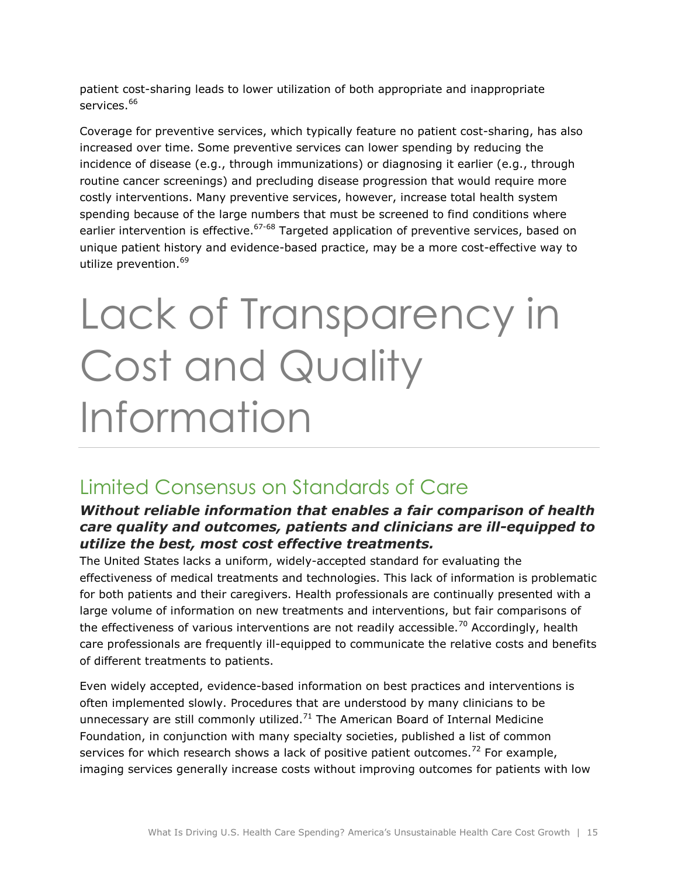patient cost-sharing leads to lower utilization of both appropriate and inappropriate services.[66]

Coverage for preventive services, which typically feature no patient cost-sharing, has also increased over time. Some preventive services can lower spending by reducing the incidence of disease (e.g., through immunizations) or diagnosing it earlier (e.g., through routine cancer screenings) and precluding disease progression that would require more costly interventions. Many preventive services, however, increase total health system spending because of the large numbers that must be screened to find conditions where earlier intervention is effective.[67-68] Targeted application of preventive services, based on unique patient history and evidence-based practice, may be a more cost-effective way to utilize prevention.[69]

# Lack of Transparency in Cost and Quality Information

## Limited Consensus on Standards of Care

### ***Without reliable information that enables a fair comparison of health care quality and outcomes, patients and clinicians are ill-equipped to utilize the best, most cost effective treatments.***

The United States lacks a uniform, widely-accepted standard for evaluating the effectiveness of medical treatments and technologies. This lack of information is problematic for both patients and their caregivers. Health professionals are continually presented with a large volume of information on new treatments and interventions, but fair comparisons of the effectiveness of various interventions are not readily accessible.[70] Accordingly, health care professionals are frequently ill-equipped to communicate the relative costs and benefits of different treatments to patients.

Even widely accepted, evidence-based information on best practices and interventions is often implemented slowly. Procedures that are understood by many clinicians to be unnecessary are still commonly utilized.[71] The American Board of Internal Medicine Foundation, in conjunction with many specialty societies, published a list of common services for which research shows a lack of positive patient outcomes.[72] For example, imaging services generally increase costs without improving outcomes for patients with low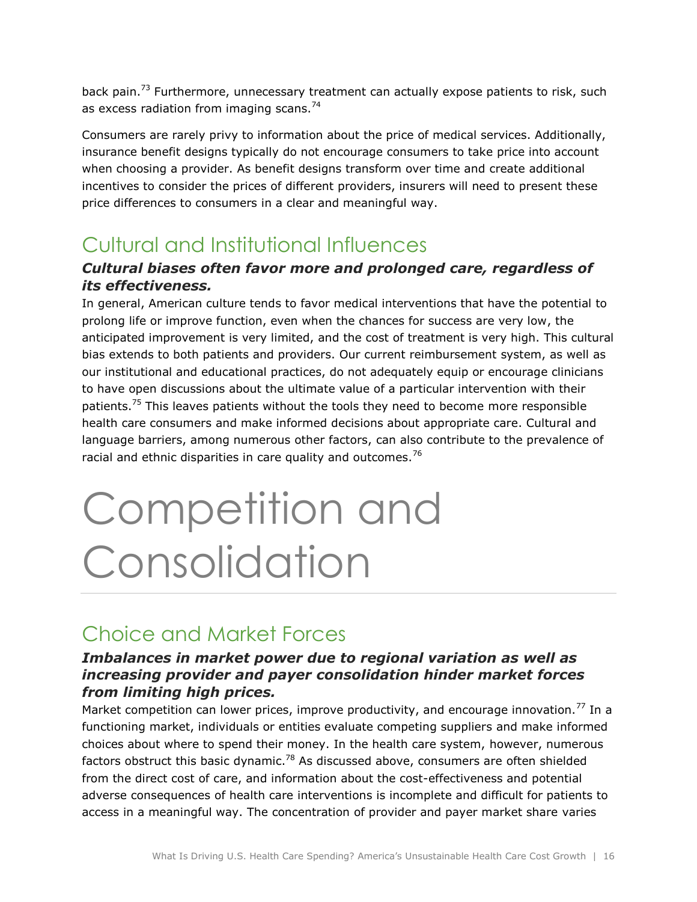back pain.[73] Furthermore, unnecessary treatment can actually expose patients to risk, such as excess radiation from imaging scans.[74]

Consumers are rarely privy to information about the price of medical services. Additionally, insurance benefit designs typically do not encourage consumers to take price into account when choosing a provider. As benefit designs transform over time and create additional incentives to consider the prices of different providers, insurers will need to present these price differences to consumers in a clear and meaningful way.

## Cultural and Institutional Influences

### *Cultural biases often favor more and prolonged care, regardless of its effectiveness.*

In general, American culture tends to favor medical interventions that have the potential to prolong life or improve function, even when the chances for success are very low, the anticipated improvement is very limited, and the cost of treatment is very high. This cultural bias extends to both patients and providers. Our current reimbursement system, as well as our institutional and educational practices, do not adequately equip or encourage clinicians to have open discussions about the ultimate value of a particular intervention with their patients.[75] This leaves patients without the tools they need to become more responsible health care consumers and make informed decisions about appropriate care. Cultural and language barriers, among numerous other factors, can also contribute to the prevalence of racial and ethnic disparities in care quality and outcomes.[76]

# Competition and Consolidation

## Choice and Market Forces

### *Imbalances in market power due to regional variation as well as increasing provider and payer consolidation hinder market forces from limiting high prices.*

Market competition can lower prices, improve productivity, and encourage innovation.[77] In a functioning market, individuals or entities evaluate competing suppliers and make informed choices about where to spend their money. In the health care system, however, numerous factors obstruct this basic dynamic.[78] As discussed above, consumers are often shielded from the direct cost of care, and information about the cost-effectiveness and potential adverse consequences of health care interventions is incomplete and difficult for patients to access in a meaningful way. The concentration of provider and payer market share varies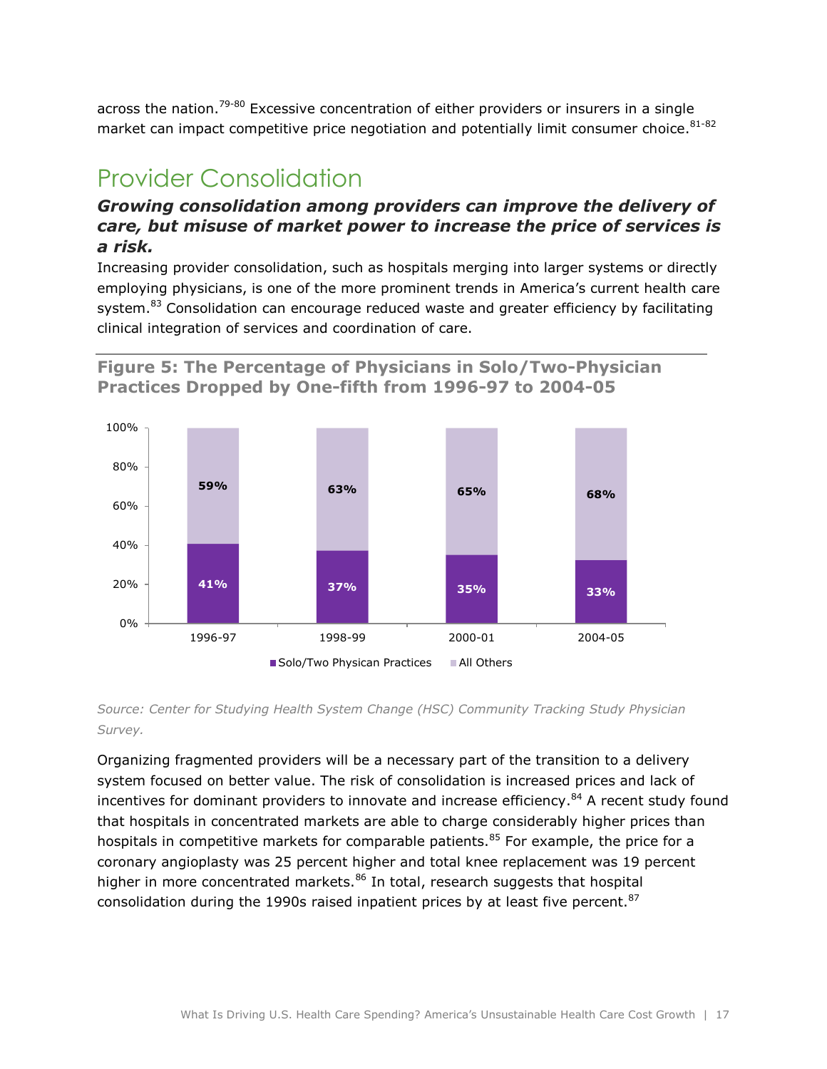across the nation.[79-80] Excessive concentration of either providers or insurers in a single market can impact competitive price negotiation and potentially limit consumer choice.[81-82]

## Provider Consolidation

### *Growing consolidation among providers can improve the delivery of care, but misuse of market power to increase the price of services is a risk.*

Increasing provider consolidation, such as hospitals merging into larger systems or directly employing physicians, is one of the more prominent trends in America's current health care system.[83] Consolidation can encourage reduced waste and greater efficiency by facilitating clinical integration of services and coordination of care.

**Figure 5: The Percentage of Physicians in Solo/Two-Physician Practices Dropped by One-fifth from 1996-97 to 2004-05**

| | 1996-97 | 1998-99 | 2000-01 | 2004-05 |
|---|---|---|---|---|
| Solo/Two Physican Practices | 41% | 37% | 35% | 33% |
| All Others | 59% | 63% | 65% | 68% |

*Source: Center for Studying Health System Change (HSC) Community Tracking Study Physician Survey.*

Organizing fragmented providers will be a necessary part of the transition to a delivery system focused on better value. The risk of consolidation is increased prices and lack of incentives for dominant providers to innovate and increase efficiency.[84] A recent study found that hospitals in concentrated markets are able to charge considerably higher prices than hospitals in competitive markets for comparable patients.[85] For example, the price for a coronary angioplasty was 25 percent higher and total knee replacement was 19 percent higher in more concentrated markets.[86] In total, research suggests that hospital consolidation during the 1990s raised inpatient prices by at least five percent.[87]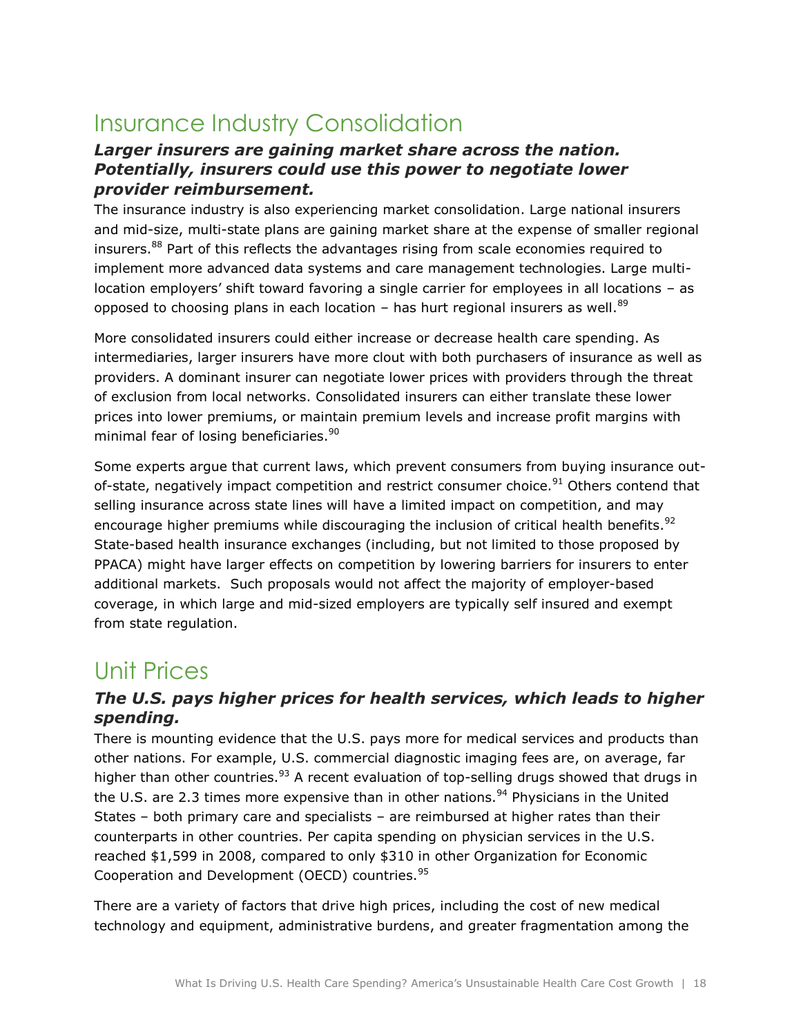## Insurance Industry Consolidation

### *Larger insurers are gaining market share across the nation. Potentially, insurers could use this power to negotiate lower provider reimbursement.*

The insurance industry is also experiencing market consolidation. Large national insurers and mid-size, multi-state plans are gaining market share at the expense of smaller regional insurers.[88] Part of this reflects the advantages rising from scale economies required to implement more advanced data systems and care management technologies. Large multi-location employers' shift toward favoring a single carrier for employees in all locations – as opposed to choosing plans in each location – has hurt regional insurers as well.[89]

More consolidated insurers could either increase or decrease health care spending. As intermediaries, larger insurers have more clout with both purchasers of insurance as well as providers. A dominant insurer can negotiate lower prices with providers through the threat of exclusion from local networks. Consolidated insurers can either translate these lower prices into lower premiums, or maintain premium levels and increase profit margins with minimal fear of losing beneficiaries.[90]

Some experts argue that current laws, which prevent consumers from buying insurance out-of-state, negatively impact competition and restrict consumer choice.[91] Others contend that selling insurance across state lines will have a limited impact on competition, and may encourage higher premiums while discouraging the inclusion of critical health benefits.[92] State-based health insurance exchanges (including, but not limited to those proposed by PPACA) might have larger effects on competition by lowering barriers for insurers to enter additional markets. Such proposals would not affect the majority of employer-based coverage, in which large and mid-sized employers are typically self insured and exempt from state regulation.

## Unit Prices

### *The U.S. pays higher prices for health services, which leads to higher spending.*

There is mounting evidence that the U.S. pays more for medical services and products than other nations. For example, U.S. commercial diagnostic imaging fees are, on average, far higher than other countries.[93] A recent evaluation of top-selling drugs showed that drugs in the U.S. are 2.3 times more expensive than in other nations.[94] Physicians in the United States – both primary care and specialists – are reimbursed at higher rates than their counterparts in other countries. Per capita spending on physician services in the U.S. reached $1,599 in 2008, compared to only $310 in other Organization for Economic Cooperation and Development (OECD) countries.[95]

There are a variety of factors that drive high prices, including the cost of new medical technology and equipment, administrative burdens, and greater fragmentation among the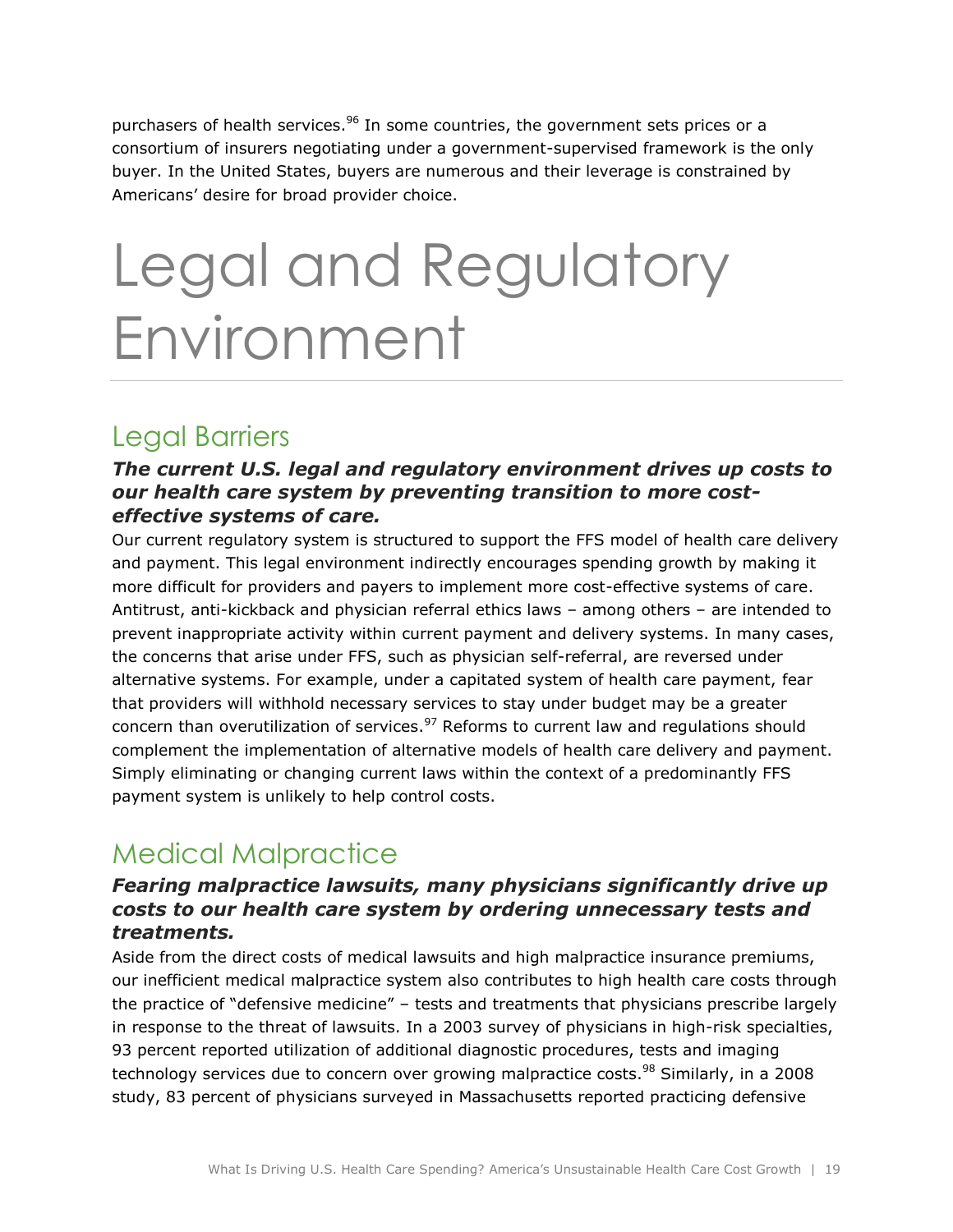purchasers of health services.[96] In some countries, the government sets prices or a consortium of insurers negotiating under a government-supervised framework is the only buyer. In the United States, buyers are numerous and their leverage is constrained by Americans' desire for broad provider choice.

# Legal and Regulatory Environment

## Legal Barriers

### *The current U.S. legal and regulatory environment drives up costs to our health care system by preventing transition to more cost-effective systems of care.*

Our current regulatory system is structured to support the FFS model of health care delivery and payment. This legal environment indirectly encourages spending growth by making it more difficult for providers and payers to implement more cost-effective systems of care. Antitrust, anti-kickback and physician referral ethics laws – among others – are intended to prevent inappropriate activity within current payment and delivery systems. In many cases, the concerns that arise under FFS, such as physician self-referral, are reversed under alternative systems. For example, under a capitated system of health care payment, fear that providers will withhold necessary services to stay under budget may be a greater concern than overutilization of services.[97] Reforms to current law and regulations should complement the implementation of alternative models of health care delivery and payment. Simply eliminating or changing current laws within the context of a predominantly FFS payment system is unlikely to help control costs.

## Medical Malpractice

### *Fearing malpractice lawsuits, many physicians significantly drive up costs to our health care system by ordering unnecessary tests and treatments.*

Aside from the direct costs of medical lawsuits and high malpractice insurance premiums, our inefficient medical malpractice system also contributes to high health care costs through the practice of "defensive medicine" – tests and treatments that physicians prescribe largely in response to the threat of lawsuits. In a 2003 survey of physicians in high-risk specialties, 93 percent reported utilization of additional diagnostic procedures, tests and imaging technology services due to concern over growing malpractice costs.[98] Similarly, in a 2008 study, 83 percent of physicians surveyed in Massachusetts reported practicing defensive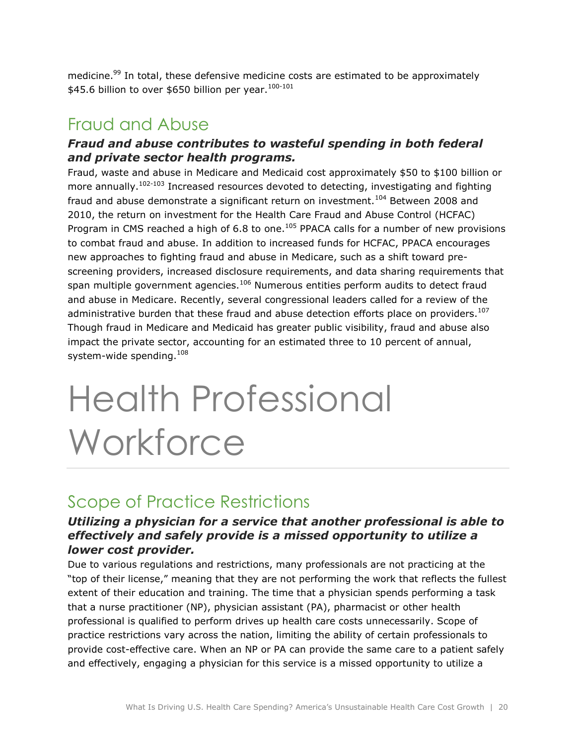medicine.[99] In total, these defensive medicine costs are estimated to be approximately $45.6 billion to over $650 billion per year.[100-101]

## Fraud and Abuse

### *Fraud and abuse contributes to wasteful spending in both federal and private sector health programs.*

Fraud, waste and abuse in Medicare and Medicaid cost approximately $50 to $100 billion or more annually.[102-103] Increased resources devoted to detecting, investigating and fighting fraud and abuse demonstrate a significant return on investment.[104] Between 2008 and 2010, the return on investment for the Health Care Fraud and Abuse Control (HCFAC) Program in CMS reached a high of 6.8 to one.[105] PPACA calls for a number of new provisions to combat fraud and abuse. In addition to increased funds for HCFAC, PPACA encourages new approaches to fighting fraud and abuse in Medicare, such as a shift toward pre-screening providers, increased disclosure requirements, and data sharing requirements that span multiple government agencies.[106] Numerous entities perform audits to detect fraud and abuse in Medicare. Recently, several congressional leaders called for a review of the administrative burden that these fraud and abuse detection efforts place on providers.[107] Though fraud in Medicare and Medicaid has greater public visibility, fraud and abuse also impact the private sector, accounting for an estimated three to 10 percent of annual, system-wide spending.[108]

# Health Professional Workforce

## Scope of Practice Restrictions

### *Utilizing a physician for a service that another professional is able to effectively and safely provide is a missed opportunity to utilize a lower cost provider.*

Due to various regulations and restrictions, many professionals are not practicing at the "top of their license," meaning that they are not performing the work that reflects the fullest extent of their education and training. The time that a physician spends performing a task that a nurse practitioner (NP), physician assistant (PA), pharmacist or other health professional is qualified to perform drives up health care costs unnecessarily. Scope of practice restrictions vary across the nation, limiting the ability of certain professionals to provide cost-effective care. When an NP or PA can provide the same care to a patient safely and effectively, engaging a physician for this service is a missed opportunity to utilize a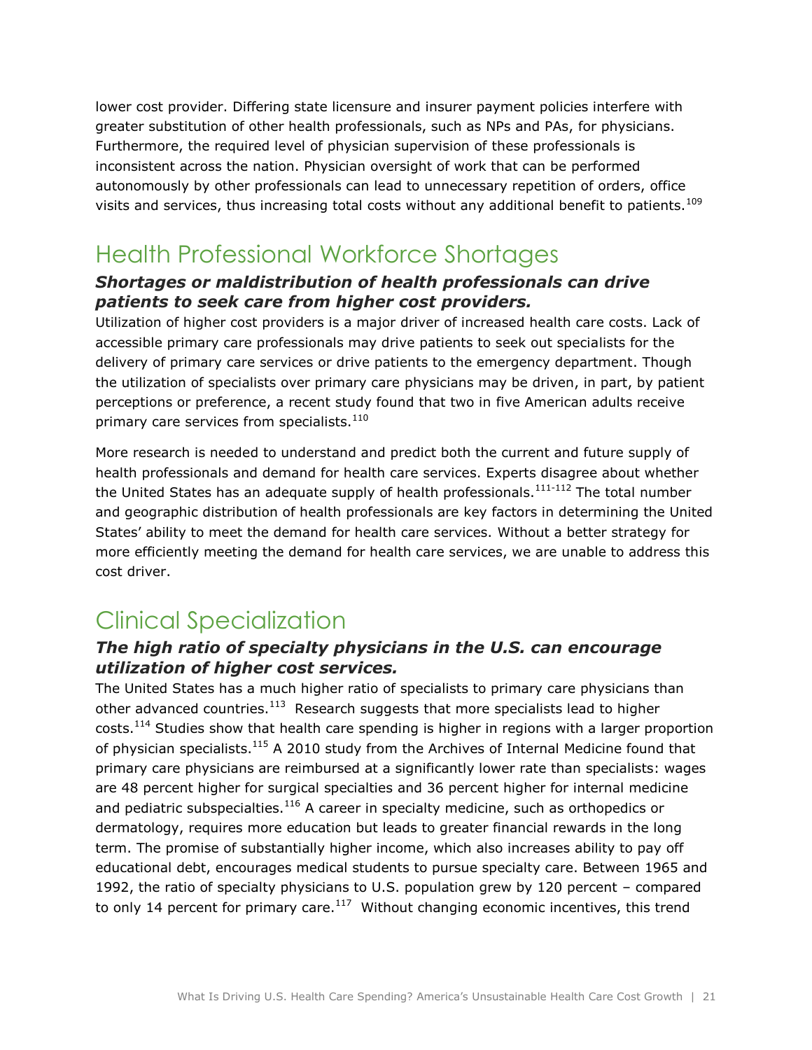lower cost provider. Differing state licensure and insurer payment policies interfere with greater substitution of other health professionals, such as NPs and PAs, for physicians. Furthermore, the required level of physician supervision of these professionals is inconsistent across the nation. Physician oversight of work that can be performed autonomously by other professionals can lead to unnecessary repetition of orders, office visits and services, thus increasing total costs without any additional benefit to patients.[109]

## Health Professional Workforce Shortages

### ***Shortages or maldistribution of health professionals can drive patients to seek care from higher cost providers.***

Utilization of higher cost providers is a major driver of increased health care costs. Lack of accessible primary care professionals may drive patients to seek out specialists for the delivery of primary care services or drive patients to the emergency department. Though the utilization of specialists over primary care physicians may be driven, in part, by patient perceptions or preference, a recent study found that two in five American adults receive primary care services from specialists.[110]

More research is needed to understand and predict both the current and future supply of health professionals and demand for health care services. Experts disagree about whether the United States has an adequate supply of health professionals.[111-112] The total number and geographic distribution of health professionals are key factors in determining the United States' ability to meet the demand for health care services. Without a better strategy for more efficiently meeting the demand for health care services, we are unable to address this cost driver.

## Clinical Specialization

### ***The high ratio of specialty physicians in the U.S. can encourage utilization of higher cost services.***

The United States has a much higher ratio of specialists to primary care physicians than other advanced countries.[113] Research suggests that more specialists lead to higher costs.[114] Studies show that health care spending is higher in regions with a larger proportion of physician specialists.[115] A 2010 study from the Archives of Internal Medicine found that primary care physicians are reimbursed at a significantly lower rate than specialists: wages are 48 percent higher for surgical specialties and 36 percent higher for internal medicine and pediatric subspecialties.[116] A career in specialty medicine, such as orthopedics or dermatology, requires more education but leads to greater financial rewards in the long term. The promise of substantially higher income, which also increases ability to pay off educational debt, encourages medical students to pursue specialty care. Between 1965 and 1992, the ratio of specialty physicians to U.S. population grew by 120 percent – compared to only 14 percent for primary care.[117] Without changing economic incentives, this trend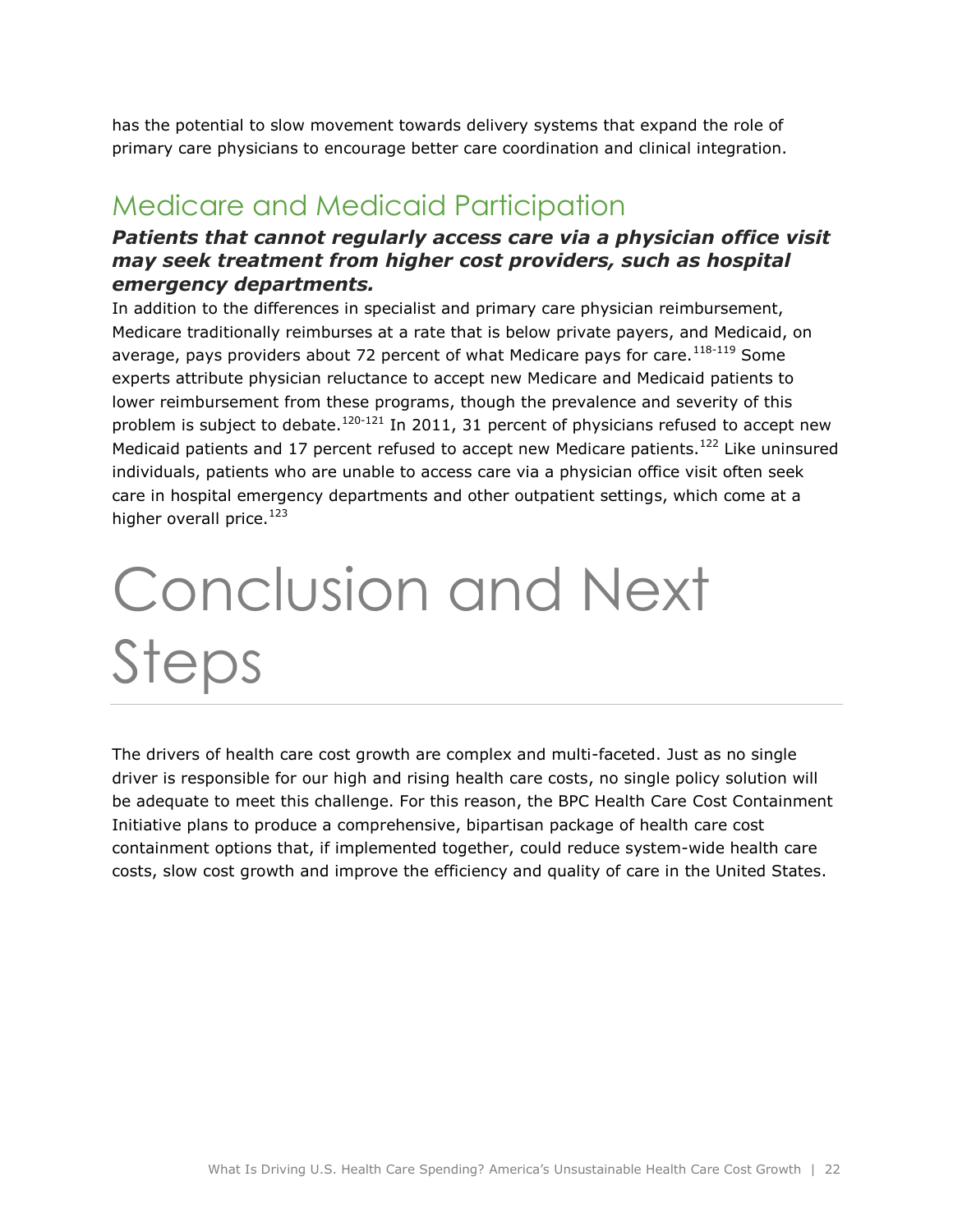has the potential to slow movement towards delivery systems that expand the role of primary care physicians to encourage better care coordination and clinical integration.

## Medicare and Medicaid Participation

***Patients that cannot regularly access care via a physician office visit may seek treatment from higher cost providers, such as hospital emergency departments.***

In addition to the differences in specialist and primary care physician reimbursement, Medicare traditionally reimburses at a rate that is below private payers, and Medicaid, on average, pays providers about 72 percent of what Medicare pays for care.[118-119] Some experts attribute physician reluctance to accept new Medicare and Medicaid patients to lower reimbursement from these programs, though the prevalence and severity of this problem is subject to debate.[120-121] In 2011, 31 percent of physicians refused to accept new Medicaid patients and 17 percent refused to accept new Medicare patients.[122] Like uninsured individuals, patients who are unable to access care via a physician office visit often seek care in hospital emergency departments and other outpatient settings, which come at a higher overall price.[123]

# Conclusion and Next Steps

The drivers of health care cost growth are complex and multi-faceted. Just as no single driver is responsible for our high and rising health care costs, no single policy solution will be adequate to meet this challenge. For this reason, the BPC Health Care Cost Containment Initiative plans to produce a comprehensive, bipartisan package of health care cost containment options that, if implemented together, could reduce system-wide health care costs, slow cost growth and improve the efficiency and quality of care in the United States.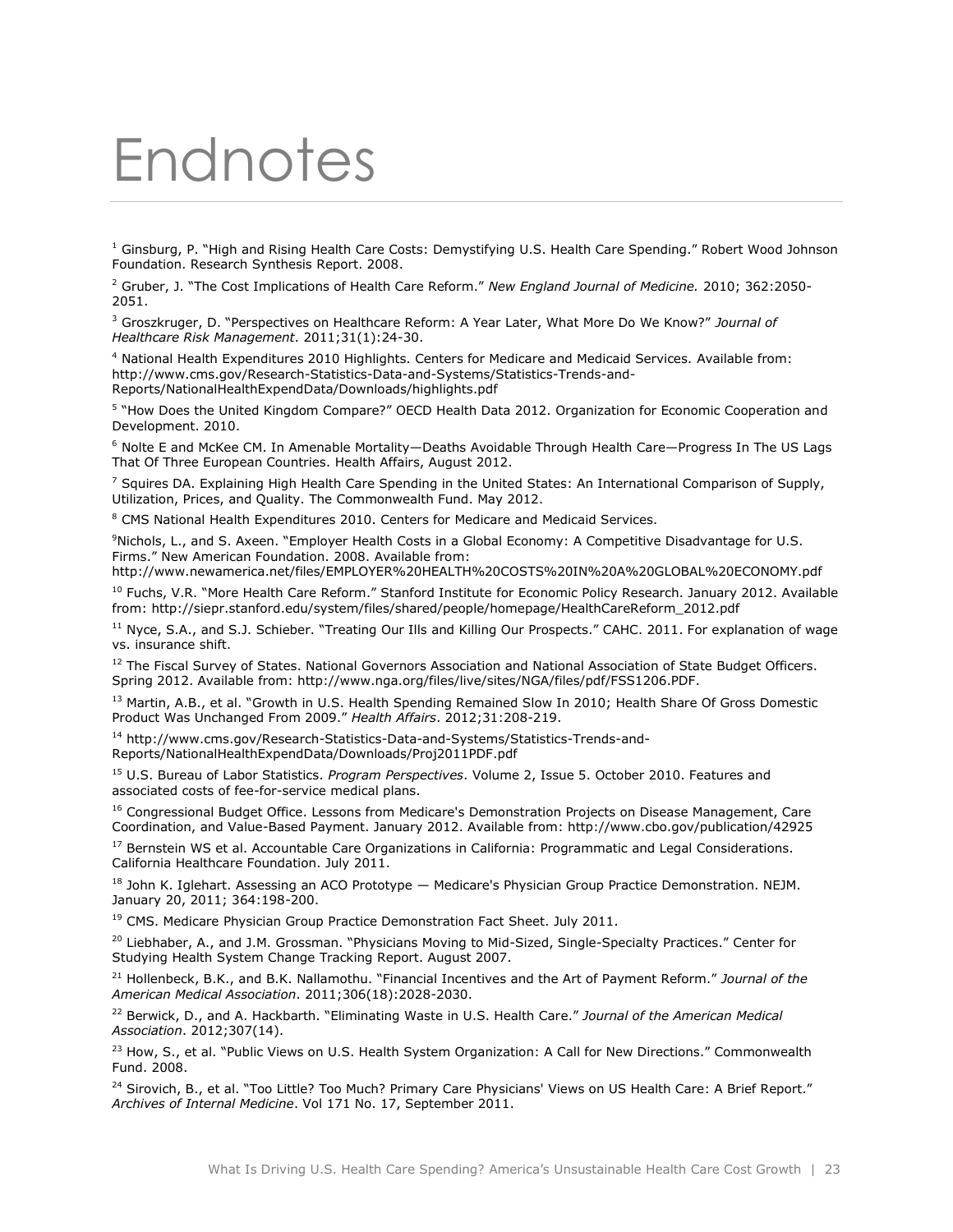# Endnotes

[1] Ginsburg, P. "High and Rising Health Care Costs: Demystifying U.S. Health Care Spending." Robert Wood Johnson Foundation. Research Synthesis Report. 2008.

[2] Gruber, J. "The Cost Implications of Health Care Reform." *New England Journal of Medicine.* 2010; 362:2050-2051.

[3] Groszkruger, D. "Perspectives on Healthcare Reform: A Year Later, What More Do We Know?" *Journal of Healthcare Risk Management*. 2011;31(1):24-30.

[4] National Health Expenditures 2010 Highlights. Centers for Medicare and Medicaid Services. Available from: http://www.cms.gov/Research-Statistics-Data-and-Systems/Statistics-Trends-and-Reports/NationalHealthExpendData/Downloads/highlights.pdf

[5] "How Does the United Kingdom Compare?" OECD Health Data 2012. Organization for Economic Cooperation and Development. 2010.

[6] Nolte E and McKee CM. In Amenable Mortality—Deaths Avoidable Through Health Care—Progress In The US Lags That Of Three European Countries. Health Affairs, August 2012.

[7] Squires DA. Explaining High Health Care Spending in the United States: An International Comparison of Supply, Utilization, Prices, and Quality. The Commonwealth Fund. May 2012.

[8] CMS National Health Expenditures 2010. Centers for Medicare and Medicaid Services.

[9] Nichols, L., and S. Axeen. "Employer Health Costs in a Global Economy: A Competitive Disadvantage for U.S. Firms." New American Foundation. 2008. Available from: http://www.newamerica.net/files/EMPLOYER%20HEALTH%20COSTS%20IN%20A%20GLOBAL%20ECONOMY.pdf

[10] Fuchs, V.R. "More Health Care Reform." Stanford Institute for Economic Policy Research. January 2012. Available from: http://siepr.stanford.edu/system/files/shared/people/homepage/HealthCareReform_2012.pdf

[11] Nyce, S.A., and S.J. Schieber. "Treating Our Ills and Killing Our Prospects." CAHC. 2011. For explanation of wage vs. insurance shift.

[12] The Fiscal Survey of States. National Governors Association and National Association of State Budget Officers. Spring 2012. Available from: http://www.nga.org/files/live/sites/NGA/files/pdf/FSS1206.PDF.

[13] Martin, A.B., et al. "Growth in U.S. Health Spending Remained Slow In 2010; Health Share Of Gross Domestic Product Was Unchanged From 2009." *Health Affairs*. 2012;31:208-219.

[14] http://www.cms.gov/Research-Statistics-Data-and-Systems/Statistics-Trends-and-Reports/NationalHealthExpendData/Downloads/Proj2011PDF.pdf

[15] U.S. Bureau of Labor Statistics. *Program Perspectives*. Volume 2, Issue 5. October 2010. Features and associated costs of fee-for-service medical plans.

[16] Congressional Budget Office. Lessons from Medicare's Demonstration Projects on Disease Management, Care Coordination, and Value-Based Payment. January 2012. Available from: http://www.cbo.gov/publication/42925

[17] Bernstein WS et al. Accountable Care Organizations in California: Programmatic and Legal Considerations. California Healthcare Foundation. July 2011.

[18] John K. Iglehart. Assessing an ACO Prototype — Medicare's Physician Group Practice Demonstration. NEJM. January 20, 2011; 364:198-200.

[19] CMS. Medicare Physician Group Practice Demonstration Fact Sheet. July 2011.

[20] Liebhaber, A., and J.M. Grossman. "Physicians Moving to Mid-Sized, Single-Specialty Practices." Center for Studying Health System Change Tracking Report. August 2007.

[21] Hollenbeck, B.K., and B.K. Nallamothu. "Financial Incentives and the Art of Payment Reform." *Journal of the American Medical Association*. 2011;306(18):2028-2030.

[22] Berwick, D., and A. Hackbarth. "Eliminating Waste in U.S. Health Care." *Journal of the American Medical Association*. 2012;307(14).

[23] How, S., et al. "Public Views on U.S. Health System Organization: A Call for New Directions." Commonwealth Fund. 2008.

[24] Sirovich, B., et al. "Too Little? Too Much? Primary Care Physicians' Views on US Health Care: A Brief Report." *Archives of Internal Medicine*. Vol 171 No. 17, September 2011.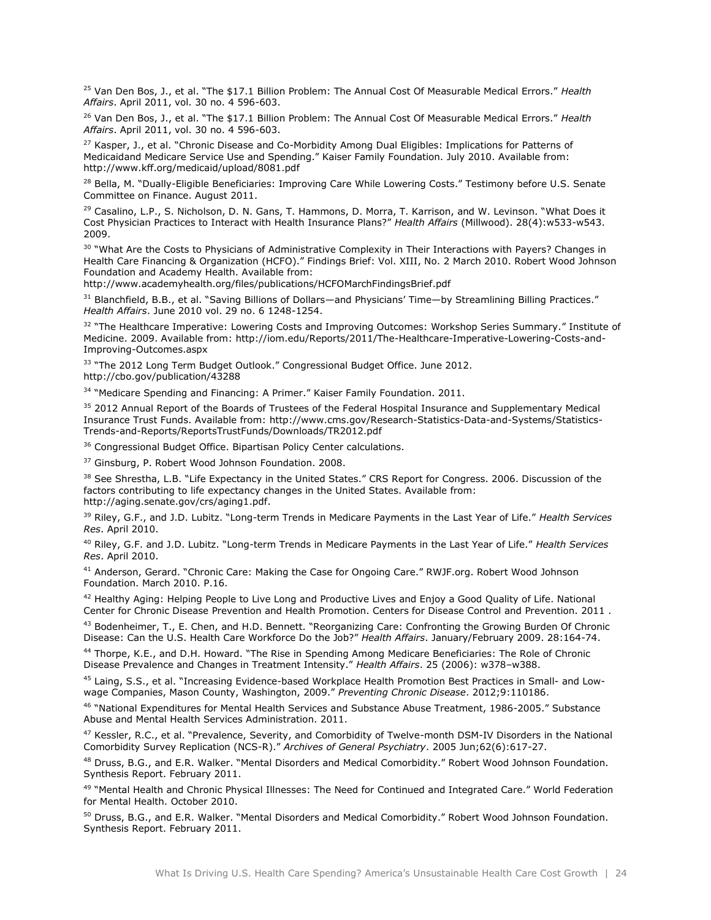[25] Van Den Bos, J., et al. "The $17.1 Billion Problem: The Annual Cost Of Measurable Medical Errors." *Health Affairs*. April 2011, vol. 30 no. 4 596-603.

[26] Van Den Bos, J., et al. "The $17.1 Billion Problem: The Annual Cost Of Measurable Medical Errors." *Health Affairs*. April 2011, vol. 30 no. 4 596-603.

[27] Kasper, J., et al. "Chronic Disease and Co-Morbidity Among Dual Eligibles: Implications for Patterns of Medicaidand Medicare Service Use and Spending." Kaiser Family Foundation. July 2010. Available from: http://www.kff.org/medicaid/upload/8081.pdf

[28] Bella, M. "Dually-Eligible Beneficiaries: Improving Care While Lowering Costs." Testimony before U.S. Senate Committee on Finance. August 2011.

[29] Casalino, L.P., S. Nicholson, D. N. Gans, T. Hammons, D. Morra, T. Karrison, and W. Levinson. "What Does it Cost Physician Practices to Interact with Health Insurance Plans?" *Health Affairs* (Millwood). 28(4):w533-w543. 2009.

[30] "What Are the Costs to Physicians of Administrative Complexity in Their Interactions with Payers? Changes in Health Care Financing & Organization (HCFO)." Findings Brief: Vol. XIII, No. 2 March 2010. Robert Wood Johnson Foundation and Academy Health. Available from:
http://www.academyhealth.org/files/publications/HCFOMarchFindingsBrief.pdf

[31] Blanchfield, B.B., et al. "Saving Billions of Dollars—and Physicians' Time—by Streamlining Billing Practices." *Health Affairs*. June 2010 vol. 29 no. 6 1248-1254.

[32] "The Healthcare Imperative: Lowering Costs and Improving Outcomes: Workshop Series Summary." Institute of Medicine. 2009. Available from: http://iom.edu/Reports/2011/The-Healthcare-Imperative-Lowering-Costs-and-Improving-Outcomes.aspx

[33] "The 2012 Long Term Budget Outlook." Congressional Budget Office. June 2012.
http://cbo.gov/publication/43288

[34] "Medicare Spending and Financing: A Primer." Kaiser Family Foundation. 2011.

[35] 2012 Annual Report of the Boards of Trustees of the Federal Hospital Insurance and Supplementary Medical Insurance Trust Funds. Available from: http://www.cms.gov/Research-Statistics-Data-and-Systems/Statistics-Trends-and-Reports/ReportsTrustFunds/Downloads/TR2012.pdf

[36] Congressional Budget Office. Bipartisan Policy Center calculations.

[37] Ginsburg, P. Robert Wood Johnson Foundation. 2008.

[38] See Shrestha, L.B. "Life Expectancy in the United States." CRS Report for Congress. 2006. Discussion of the factors contributing to life expectancy changes in the United States. Available from: http://aging.senate.gov/crs/aging1.pdf.

[39] Riley, G.F., and J.D. Lubitz. "Long-term Trends in Medicare Payments in the Last Year of Life." *Health Services Res*. April 2010.

[40] Riley, G.F. and J.D. Lubitz. "Long-term Trends in Medicare Payments in the Last Year of Life." *Health Services Res*. April 2010.

[41] Anderson, Gerard. "Chronic Care: Making the Case for Ongoing Care." RWJF.org. Robert Wood Johnson Foundation. March 2010. P.16.

[42] Healthy Aging: Helping People to Live Long and Productive Lives and Enjoy a Good Quality of Life. National Center for Chronic Disease Prevention and Health Promotion. Centers for Disease Control and Prevention. 2011 .

[43] Bodenheimer, T., E. Chen, and H.D. Bennett. "Reorganizing Care: Confronting the Growing Burden Of Chronic Disease: Can the U.S. Health Care Workforce Do the Job?" *Health Affairs*. January/February 2009. 28:164-74.

[44] Thorpe, K.E., and D.H. Howard. "The Rise in Spending Among Medicare Beneficiaries: The Role of Chronic Disease Prevalence and Changes in Treatment Intensity." *Health Affairs*. 25 (2006): w378–w388.

[45] Laing, S.S., et al. "Increasing Evidence-based Workplace Health Promotion Best Practices in Small- and Low-wage Companies, Mason County, Washington, 2009." *Preventing Chronic Disease*. 2012;9:110186.

[46] "National Expenditures for Mental Health Services and Substance Abuse Treatment, 1986-2005." Substance Abuse and Mental Health Services Administration. 2011.

[47] Kessler, R.C., et al. "Prevalence, Severity, and Comorbidity of Twelve-month DSM-IV Disorders in the National Comorbidity Survey Replication (NCS-R)." *Archives of General Psychiatry*. 2005 Jun;62(6):617-27.

[48] Druss, B.G., and E.R. Walker. "Mental Disorders and Medical Comorbidity." Robert Wood Johnson Foundation. Synthesis Report. February 2011.

[49] "Mental Health and Chronic Physical Illnesses: The Need for Continued and Integrated Care." World Federation for Mental Health. October 2010.

[50] Druss, B.G., and E.R. Walker. "Mental Disorders and Medical Comorbidity." Robert Wood Johnson Foundation. Synthesis Report. February 2011.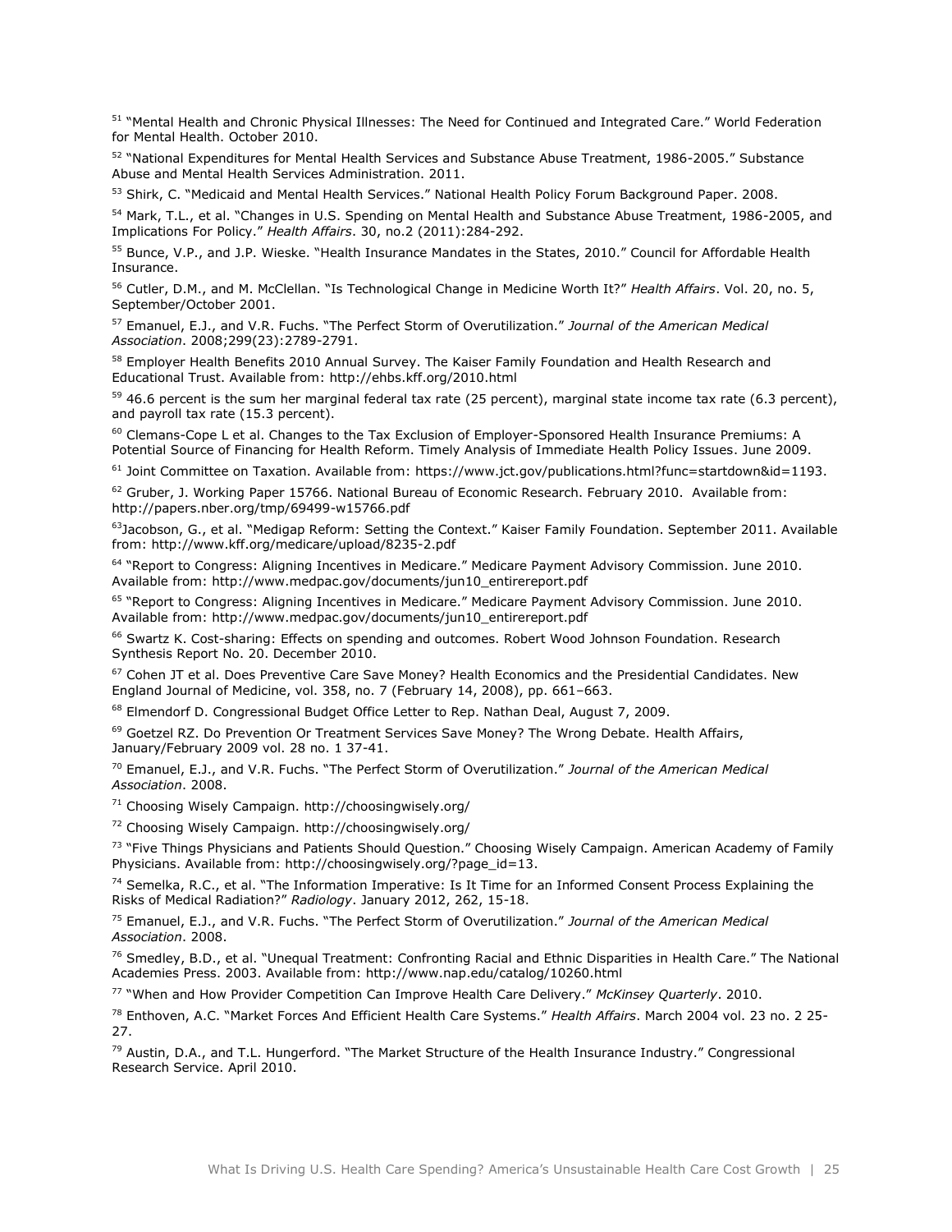[51] "Mental Health and Chronic Physical Illnesses: The Need for Continued and Integrated Care." World Federation for Mental Health. October 2010.

[52] "National Expenditures for Mental Health Services and Substance Abuse Treatment, 1986-2005." Substance Abuse and Mental Health Services Administration. 2011.

[53] Shirk, C. "Medicaid and Mental Health Services." National Health Policy Forum Background Paper. 2008.

[54] Mark, T.L., et al. "Changes in U.S. Spending on Mental Health and Substance Abuse Treatment, 1986-2005, and Implications For Policy." *Health Affairs*. 30, no.2 (2011):284-292.

[55] Bunce, V.P., and J.P. Wieske. "Health Insurance Mandates in the States, 2010." Council for Affordable Health Insurance.

[56] Cutler, D.M., and M. McClellan. "Is Technological Change in Medicine Worth It?" *Health Affairs*. Vol. 20, no. 5, September/October 2001.

[57] Emanuel, E.J., and V.R. Fuchs. "The Perfect Storm of Overutilization." *Journal of the American Medical Association*. 2008;299(23):2789-2791.

[58] Employer Health Benefits 2010 Annual Survey. The Kaiser Family Foundation and Health Research and Educational Trust. Available from: http://ehbs.kff.org/2010.html

[59] 46.6 percent is the sum her marginal federal tax rate (25 percent), marginal state income tax rate (6.3 percent), and payroll tax rate (15.3 percent).

[60] Clemans-Cope L et al. Changes to the Tax Exclusion of Employer-Sponsored Health Insurance Premiums: A Potential Source of Financing for Health Reform. Timely Analysis of Immediate Health Policy Issues. June 2009.

[61] Joint Committee on Taxation. Available from: https://www.jct.gov/publications.html?func=startdown&id=1193.

[62] Gruber, J. Working Paper 15766. National Bureau of Economic Research. February 2010. Available from: http://papers.nber.org/tmp/69499-w15766.pdf

[63] Jacobson, G., et al. "Medigap Reform: Setting the Context." Kaiser Family Foundation. September 2011. Available from: http://www.kff.org/medicare/upload/8235-2.pdf

[64] "Report to Congress: Aligning Incentives in Medicare." Medicare Payment Advisory Commission. June 2010. Available from: http://www.medpac.gov/documents/jun10_entirereport.pdf

[65] "Report to Congress: Aligning Incentives in Medicare." Medicare Payment Advisory Commission. June 2010. Available from: http://www.medpac.gov/documents/jun10_entirereport.pdf

[66] Swartz K. Cost-sharing: Effects on spending and outcomes. Robert Wood Johnson Foundation. Research Synthesis Report No. 20. December 2010.

[67] Cohen JT et al. Does Preventive Care Save Money? Health Economics and the Presidential Candidates. New England Journal of Medicine, vol. 358, no. 7 (February 14, 2008), pp. 661–663.

[68] Elmendorf D. Congressional Budget Office Letter to Rep. Nathan Deal, August 7, 2009.

[69] Goetzel RZ. Do Prevention Or Treatment Services Save Money? The Wrong Debate. Health Affairs, January/February 2009 vol. 28 no. 1 37-41.

[70] Emanuel, E.J., and V.R. Fuchs. "The Perfect Storm of Overutilization." *Journal of the American Medical Association*. 2008.

[71] Choosing Wisely Campaign. http://choosingwisely.org/

[72] Choosing Wisely Campaign. http://choosingwisely.org/

[73] "Five Things Physicians and Patients Should Question." Choosing Wisely Campaign. American Academy of Family Physicians. Available from: http://choosingwisely.org/?page_id=13.

[74] Semelka, R.C., et al. "The Information Imperative: Is It Time for an Informed Consent Process Explaining the Risks of Medical Radiation?" *Radiology*. January 2012, 262, 15-18.

[75] Emanuel, E.J., and V.R. Fuchs. "The Perfect Storm of Overutilization." *Journal of the American Medical Association*. 2008.

[76] Smedley, B.D., et al. "Unequal Treatment: Confronting Racial and Ethnic Disparities in Health Care." The National Academies Press. 2003. Available from: http://www.nap.edu/catalog/10260.html

[77] "When and How Provider Competition Can Improve Health Care Delivery." *McKinsey Quarterly*. 2010.

[78] Enthoven, A.C. "Market Forces And Efficient Health Care Systems." *Health Affairs*. March 2004 vol. 23 no. 2 25-27.

[79] Austin, D.A., and T.L. Hungerford. "The Market Structure of the Health Insurance Industry." Congressional Research Service. April 2010.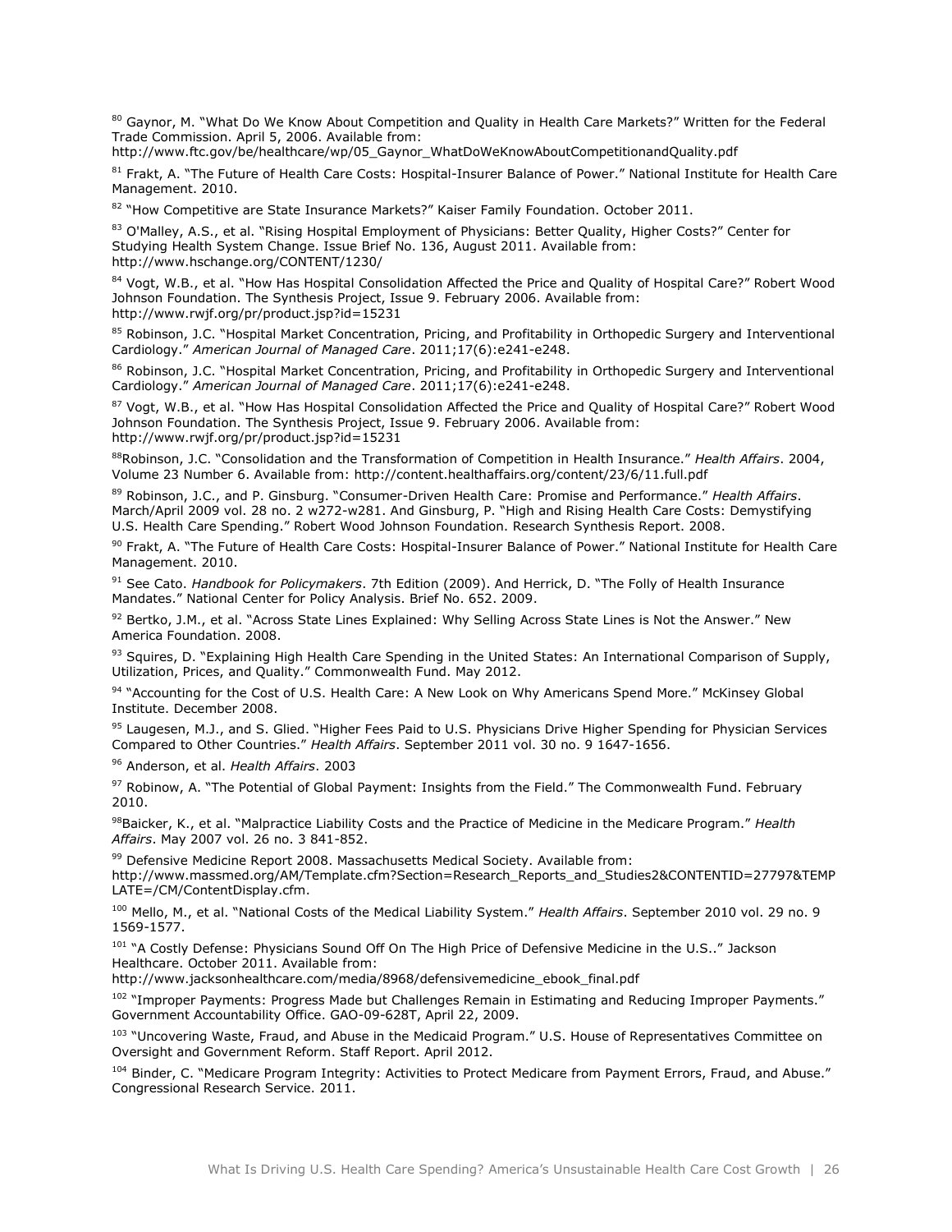[80] Gaynor, M. "What Do We Know About Competition and Quality in Health Care Markets?" Written for the Federal Trade Commission. April 5, 2006. Available from: http://www.ftc.gov/be/healthcare/wp/05_Gaynor_WhatDoWeKnowAboutCompetitionandQuality.pdf

[81] Frakt, A. "The Future of Health Care Costs: Hospital-Insurer Balance of Power." National Institute for Health Care Management. 2010.

[82] "How Competitive are State Insurance Markets?" Kaiser Family Foundation. October 2011.

[83] O'Malley, A.S., et al. "Rising Hospital Employment of Physicians: Better Quality, Higher Costs?" Center for Studying Health System Change. Issue Brief No. 136, August 2011. Available from: http://www.hschange.org/CONTENT/1230/

[84] Vogt, W.B., et al. "How Has Hospital Consolidation Affected the Price and Quality of Hospital Care?" Robert Wood Johnson Foundation. The Synthesis Project, Issue 9. February 2006. Available from: http://www.rwjf.org/pr/product.jsp?id=15231

[85] Robinson, J.C. "Hospital Market Concentration, Pricing, and Profitability in Orthopedic Surgery and Interventional Cardiology." *American Journal of Managed Care*. 2011;17(6):e241-e248.

[86] Robinson, J.C. "Hospital Market Concentration, Pricing, and Profitability in Orthopedic Surgery and Interventional Cardiology." *American Journal of Managed Care*. 2011;17(6):e241-e248.

[87] Vogt, W.B., et al. "How Has Hospital Consolidation Affected the Price and Quality of Hospital Care?" Robert Wood Johnson Foundation. The Synthesis Project, Issue 9. February 2006. Available from: http://www.rwjf.org/pr/product.jsp?id=15231

[88] Robinson, J.C. "Consolidation and the Transformation of Competition in Health Insurance." *Health Affairs*. 2004, Volume 23 Number 6. Available from: http://content.healthaffairs.org/content/23/6/11.full.pdf

[89] Robinson, J.C., and P. Ginsburg. "Consumer-Driven Health Care: Promise and Performance." *Health Affairs*. March/April 2009 vol. 28 no. 2 w272-w281. And Ginsburg, P. "High and Rising Health Care Costs: Demystifying U.S. Health Care Spending." Robert Wood Johnson Foundation. Research Synthesis Report. 2008.

[90] Frakt, A. "The Future of Health Care Costs: Hospital-Insurer Balance of Power." National Institute for Health Care Management. 2010.

[91] See Cato. *Handbook for Policymakers*. 7th Edition (2009). And Herrick, D. "The Folly of Health Insurance Mandates." National Center for Policy Analysis. Brief No. 652. 2009.

[92] Bertko, J.M., et al. "Across State Lines Explained: Why Selling Across State Lines is Not the Answer." New America Foundation. 2008.

[93] Squires, D. "Explaining High Health Care Spending in the United States: An International Comparison of Supply, Utilization, Prices, and Quality." Commonwealth Fund. May 2012.

[94] "Accounting for the Cost of U.S. Health Care: A New Look on Why Americans Spend More." McKinsey Global Institute. December 2008.

[95] Laugesen, M.J., and S. Glied. "Higher Fees Paid to U.S. Physicians Drive Higher Spending for Physician Services Compared to Other Countries." *Health Affairs*. September 2011 vol. 30 no. 9 1647-1656.

[96] Anderson, et al. *Health Affairs*. 2003

[97] Robinow, A. "The Potential of Global Payment: Insights from the Field." The Commonwealth Fund. February 2010.

[98] Baicker, K., et al. "Malpractice Liability Costs and the Practice of Medicine in the Medicare Program." *Health Affairs*. May 2007 vol. 26 no. 3 841-852.

[99] Defensive Medicine Report 2008. Massachusetts Medical Society. Available from: http://www.massmed.org/AM/Template.cfm?Section=Research_Reports_and_Studies2&CONTENTID=27797&TEMPLATE=/CM/ContentDisplay.cfm.

[100] Mello, M., et al. "National Costs of the Medical Liability System." *Health Affairs*. September 2010 vol. 29 no. 9 1569-1577.

[101] "A Costly Defense: Physicians Sound Off On The High Price of Defensive Medicine in the U.S.." Jackson Healthcare. October 2011. Available from: http://www.jacksonhealthcare.com/media/8968/defensivemedicine_ebook_final.pdf

[102] "Improper Payments: Progress Made but Challenges Remain in Estimating and Reducing Improper Payments." Government Accountability Office. GAO-09-628T, April 22, 2009.

[103] "Uncovering Waste, Fraud, and Abuse in the Medicaid Program." U.S. House of Representatives Committee on Oversight and Government Reform. Staff Report. April 2012.

[104] Binder, C. "Medicare Program Integrity: Activities to Protect Medicare from Payment Errors, Fraud, and Abuse." Congressional Research Service. 2011.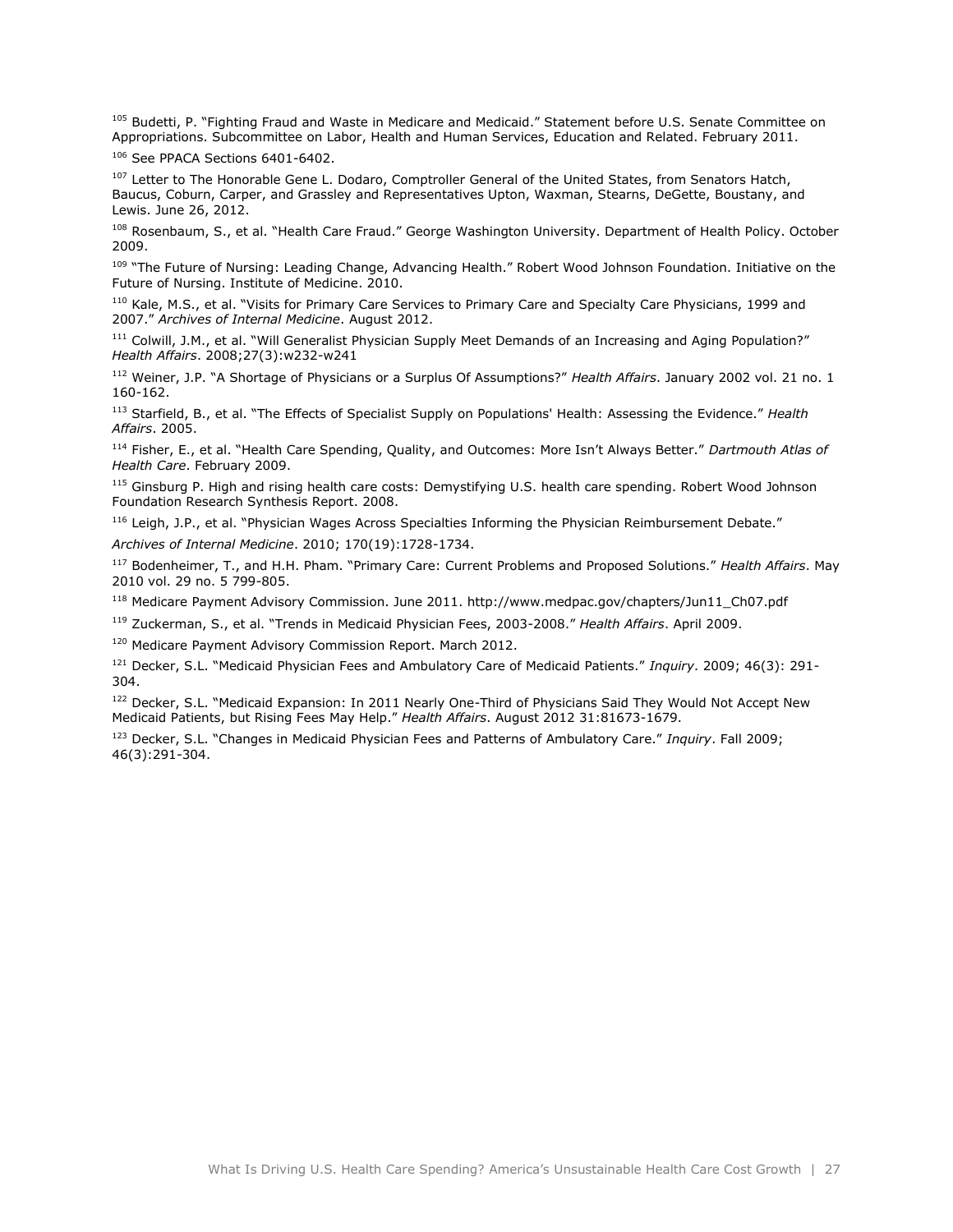[105] Budetti, P. "Fighting Fraud and Waste in Medicare and Medicaid." Statement before U.S. Senate Committee on Appropriations. Subcommittee on Labor, Health and Human Services, Education and Related. February 2011.

[106] See PPACA Sections 6401-6402.

[107] Letter to The Honorable Gene L. Dodaro, Comptroller General of the United States, from Senators Hatch, Baucus, Coburn, Carper, and Grassley and Representatives Upton, Waxman, Stearns, DeGette, Boustany, and Lewis. June 26, 2012.

[108] Rosenbaum, S., et al. "Health Care Fraud." George Washington University. Department of Health Policy. October 2009.

[109] "The Future of Nursing: Leading Change, Advancing Health." Robert Wood Johnson Foundation. Initiative on the Future of Nursing. Institute of Medicine. 2010.

[110] Kale, M.S., et al. "Visits for Primary Care Services to Primary Care and Specialty Care Physicians, 1999 and 2007." *Archives of Internal Medicine*. August 2012.

[111] Colwill, J.M., et al. "Will Generalist Physician Supply Meet Demands of an Increasing and Aging Population?" *Health Affairs*. 2008;27(3):w232-w241

[112] Weiner, J.P. "A Shortage of Physicians or a Surplus Of Assumptions?" *Health Affairs*. January 2002 vol. 21 no. 1 160-162.

[113] Starfield, B., et al. "The Effects of Specialist Supply on Populations' Health: Assessing the Evidence." *Health Affairs*. 2005.

[114] Fisher, E., et al. "Health Care Spending, Quality, and Outcomes: More Isn't Always Better." *Dartmouth Atlas of Health Care*. February 2009.

[115] Ginsburg P. High and rising health care costs: Demystifying U.S. health care spending. Robert Wood Johnson Foundation Research Synthesis Report. 2008.

[116] Leigh, J.P., et al. "Physician Wages Across Specialties Informing the Physician Reimbursement Debate." *Archives of Internal Medicine*. 2010; 170(19):1728-1734.

[117] Bodenheimer, T., and H.H. Pham. "Primary Care: Current Problems and Proposed Solutions." *Health Affairs*. May 2010 vol. 29 no. 5 799-805.

[118] Medicare Payment Advisory Commission. June 2011. http://www.medpac.gov/chapters/Jun11_Ch07.pdf

[119] Zuckerman, S., et al. "Trends in Medicaid Physician Fees, 2003-2008." *Health Affairs*. April 2009.

[120] Medicare Payment Advisory Commission Report. March 2012.

[121] Decker, S.L. "Medicaid Physician Fees and Ambulatory Care of Medicaid Patients." *Inquiry*. 2009; 46(3): 291-304.

[122] Decker, S.L. "Medicaid Expansion: In 2011 Nearly One-Third of Physicians Said They Would Not Accept New Medicaid Patients, but Rising Fees May Help." *Health Affairs*. August 2012 31:81673-1679.

[123] Decker, S.L. "Changes in Medicaid Physician Fees and Patterns of Ambulatory Care." *Inquiry*. Fall 2009; 46(3):291-304.